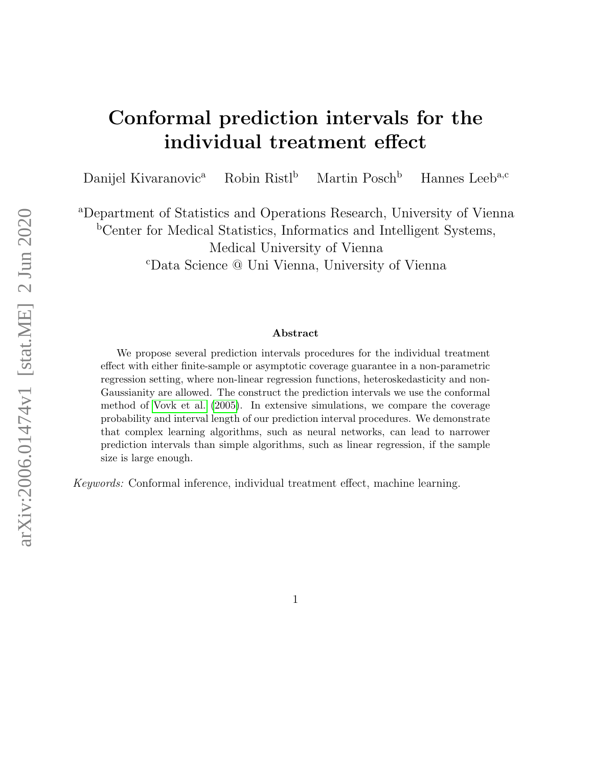# Conformal prediction intervals for the individual treatment effect

Danijel Kivaranovic[a] Robin Ristl[b] Martin Posch[b] Hannes Leeb[a,c]

[a]Department of Statistics and Operations Research, University of Vienna
[b]Center for Medical Statistics, Informatics and Intelligent Systems, Medical University of Vienna
[c]Data Science @ Uni Vienna, University of Vienna

### Abstract

We propose several prediction intervals procedures for the individual treatment effect with either finite-sample or asymptotic coverage guarantee in a non-parametric regression setting, where non-linear regression functions, heteroskedasticity and non-Gaussianity are allowed. The construct the prediction intervals we use the conformal method of Vovk et al. (2005). In extensive simulations, we compare the coverage probability and interval length of our prediction interval procedures. We demonstrate that complex learning algorithms, such as neural networks, can lead to narrower prediction intervals than simple algorithms, such as linear regression, if the sample size is large enough.

*Keywords:* Conformal inference, individual treatment effect, machine learning.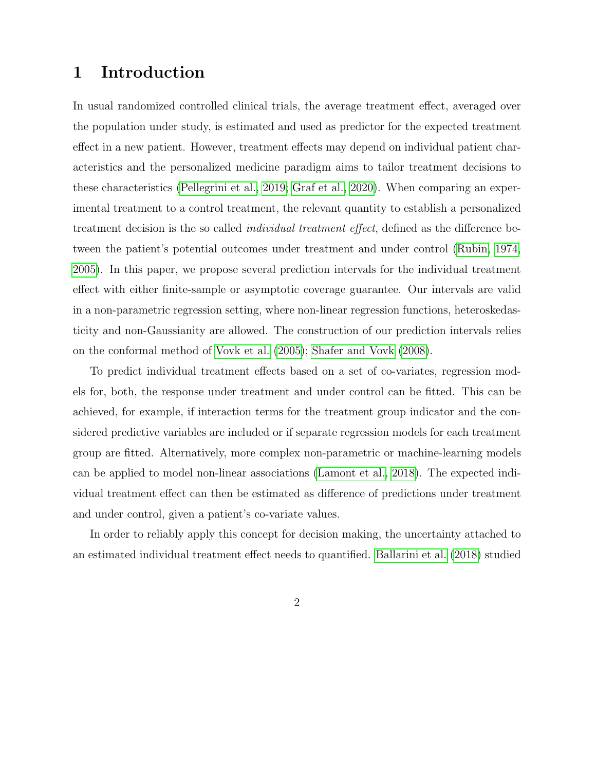# 1 Introduction

In usual randomized controlled clinical trials, the average treatment effect, averaged over the population under study, is estimated and used as predictor for the expected treatment effect in a new patient. However, treatment effects may depend on individual patient characteristics and the personalized medicine paradigm aims to tailor treatment decisions to these characteristics (Pellegrini et al., 2019; Graf et al., 2020). When comparing an experimental treatment to a control treatment, the relevant quantity to establish a personalized treatment decision is the so called *individual treatment effect*, defined as the difference between the patient's potential outcomes under treatment and under control (Rubin, 1974, 2005). In this paper, we propose several prediction intervals for the individual treatment effect with either finite-sample or asymptotic coverage guarantee. Our intervals are valid in a non-parametric regression setting, where non-linear regression functions, heteroskedasticity and non-Gaussianity are allowed. The construction of our prediction intervals relies on the conformal method of Vovk et al. (2005); Shafer and Vovk (2008).

To predict individual treatment effects based on a set of co-variates, regression models for, both, the response under treatment and under control can be fitted. This can be achieved, for example, if interaction terms for the treatment group indicator and the considered predictive variables are included or if separate regression models for each treatment group are fitted. Alternatively, more complex non-parametric or machine-learning models can be applied to model non-linear associations (Lamont et al., 2018). The expected individual treatment effect can then be estimated as difference of predictions under treatment and under control, given a patient's co-variate values.

In order to reliably apply this concept for decision making, the uncertainty attached to an estimated individual treatment effect needs to quantified. Ballarini et al. (2018) studied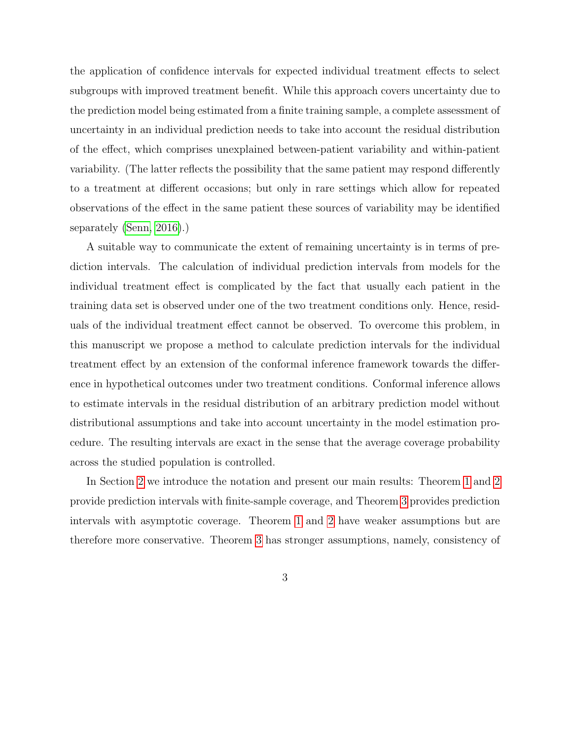the application of confidence intervals for expected individual treatment effects to select subgroups with improved treatment benefit. While this approach covers uncertainty due to the prediction model being estimated from a finite training sample, a complete assessment of uncertainty in an individual prediction needs to take into account the residual distribution of the effect, which comprises unexplained between-patient variability and within-patient variability. (The latter reflects the possibility that the same patient may respond differently to a treatment at different occasions; but only in rare settings which allow for repeated observations of the effect in the same patient these sources of variability may be identified separately (Senn, 2016).)

A suitable way to communicate the extent of remaining uncertainty is in terms of prediction intervals. The calculation of individual prediction intervals from models for the individual treatment effect is complicated by the fact that usually each patient in the training data set is observed under one of the two treatment conditions only. Hence, residuals of the individual treatment effect cannot be observed. To overcome this problem, in this manuscript we propose a method to calculate prediction intervals for the individual treatment effect by an extension of the conformal inference framework towards the difference in hypothetical outcomes under two treatment conditions. Conformal inference allows to estimate intervals in the residual distribution of an arbitrary prediction model without distributional assumptions and take into account uncertainty in the model estimation procedure. The resulting intervals are exact in the sense that the average coverage probability across the studied population is controlled.

In Section 2 we introduce the notation and present our main results: Theorem 1 and 2 provide prediction intervals with finite-sample coverage, and Theorem 3 provides prediction intervals with asymptotic coverage. Theorem 1 and 2 have weaker assumptions but are therefore more conservative. Theorem 3 has stronger assumptions, namely, consistency of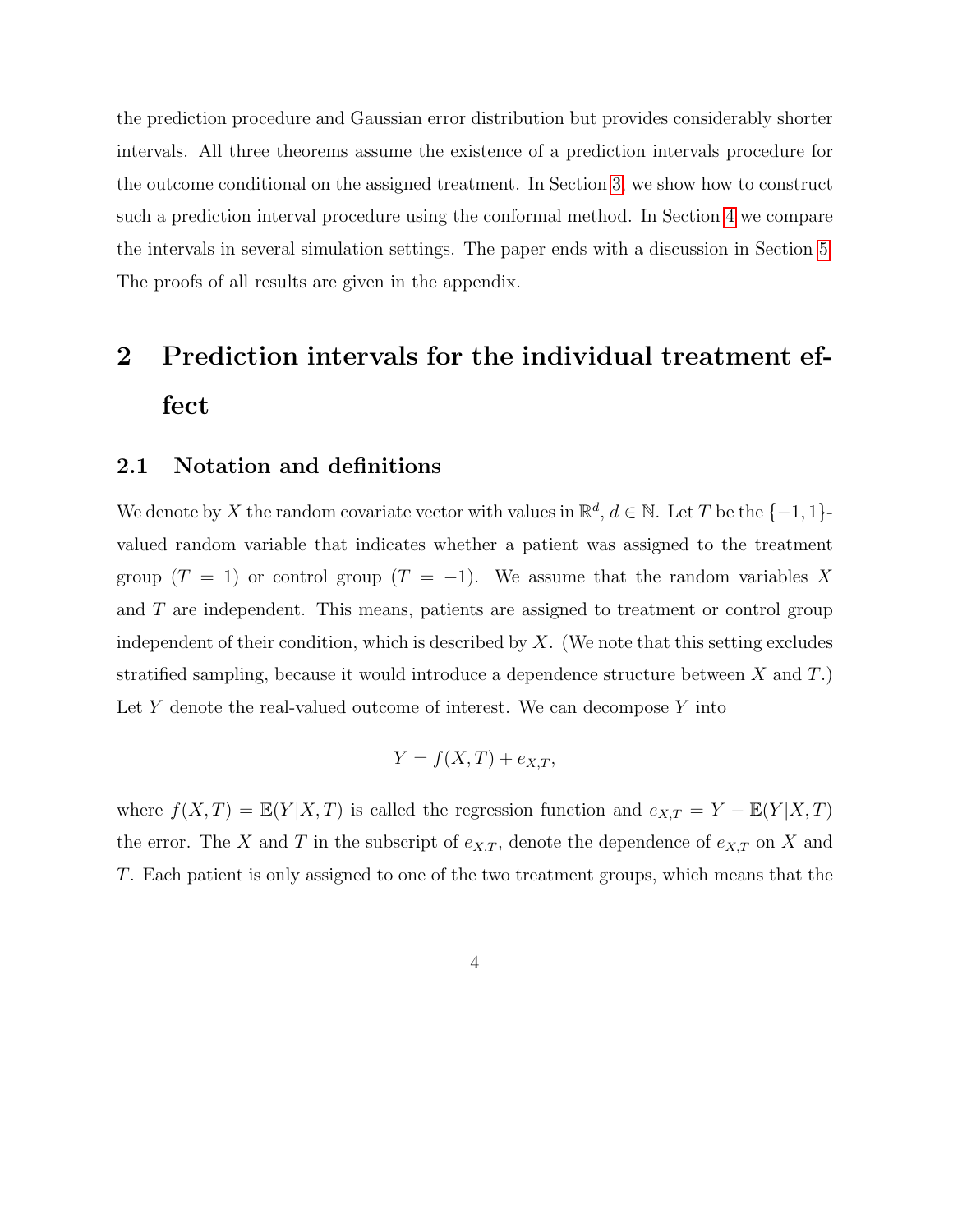the prediction procedure and Gaussian error distribution but provides considerably shorter intervals. All three theorems assume the existence of a prediction intervals procedure for the outcome conditional on the assigned treatment. In Section 3, we show how to construct such a prediction interval procedure using the conformal method. In Section 4 we compare the intervals in several simulation settings. The paper ends with a discussion in Section 5. The proofs of all results are given in the appendix.

# 2 Prediction intervals for the individual treatment effect

## 2.1 Notation and definitions

We denote by $X$ the random covariate vector with values in $\mathbb{R}^d$, $d \in \mathbb{N}$. Let $T$ be the $\{-1, 1\}$-valued random variable that indicates whether a patient was assigned to the treatment group ($T = 1$) or control group ($T = -1$). We assume that the random variables $X$ and $T$ are independent. This means, patients are assigned to treatment or control group independent of their condition, which is described by $X$. (We note that this setting excludes stratified sampling, because it would introduce a dependence structure between $X$ and $T$.) Let $Y$ denote the real-valued outcome of interest. We can decompose $Y$ into

$$Y = f(X, T) + e_{X,T},$$

where $f(X, T) = \mathbb{E}(Y|X, T)$ is called the regression function and $e_{X,T} = Y - \mathbb{E}(Y|X, T)$ the error. The $X$ and $T$ in the subscript of $e_{X,T}$, denote the dependence of $e_{X,T}$ on $X$ and $T$. Each patient is only assigned to one of the two treatment groups, which means that the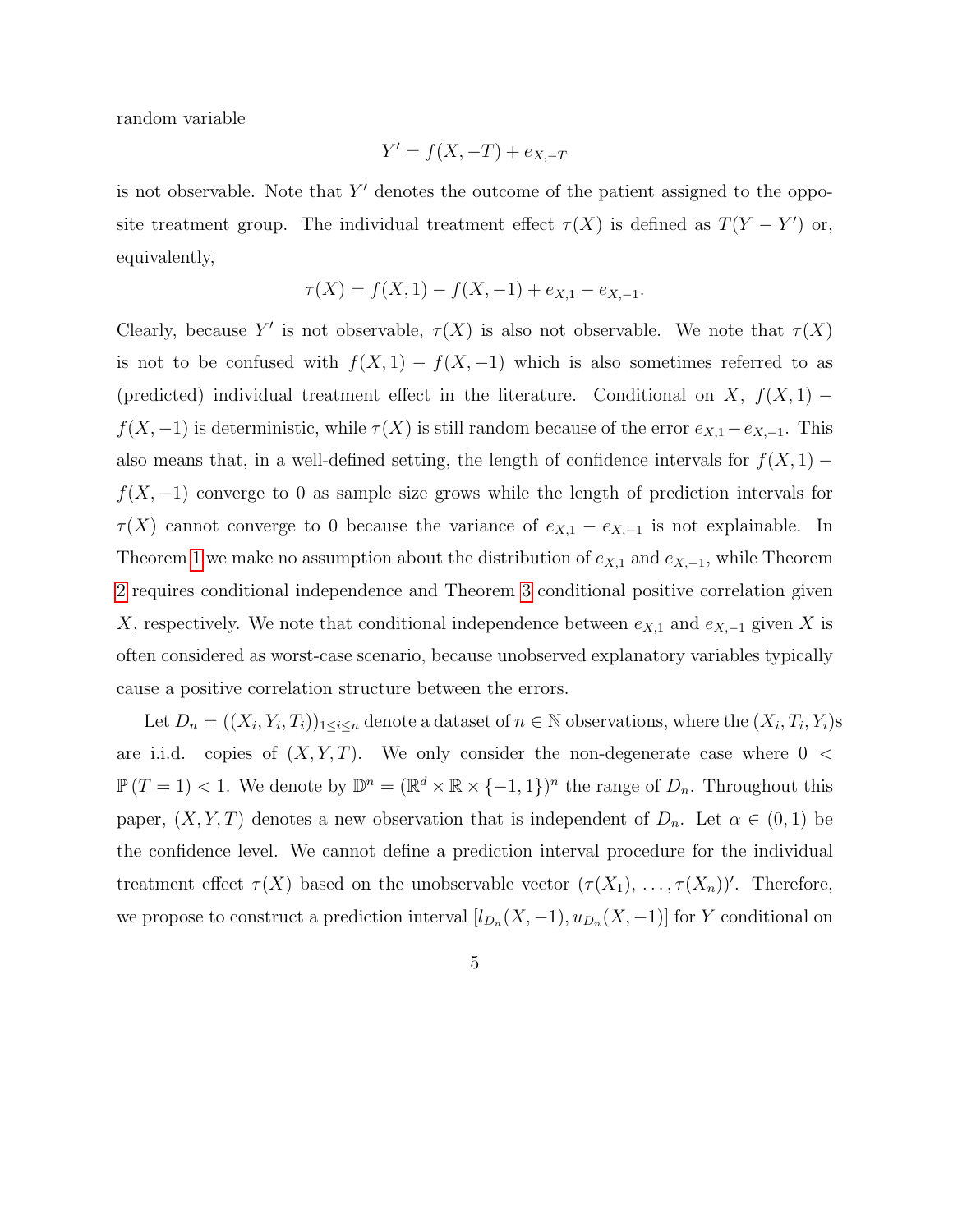random variable

$$Y' = f(X, -T) + e_{X,-T}$$

is not observable. Note that $Y'$ denotes the outcome of the patient assigned to the opposite treatment group. The individual treatment effect $\tau(X)$ is defined as $T(Y - Y')$ or, equivalently,

$$\tau(X) = f(X, 1) - f(X, -1) + e_{X,1} - e_{X,-1}.$$

Clearly, because $Y'$ is not observable, $\tau(X)$ is also not observable. We note that $\tau(X)$ is not to be confused with $f(X, 1) - f(X, -1)$ which is also sometimes referred to as (predicted) individual treatment effect in the literature. Conditional on $X$, $f(X, 1) - f(X, -1)$ is deterministic, while $\tau(X)$ is still random because of the error $e_{X,1} - e_{X,-1}$. This also means that, in a well-defined setting, the length of confidence intervals for $f(X, 1) - f(X, -1)$ converge to 0 as sample size grows while the length of prediction intervals for $\tau(X)$ cannot converge to 0 because the variance of $e_{X,1} - e_{X,-1}$ is not explainable. In Theorem 1 we make no assumption about the distribution of $e_{X,1}$ and $e_{X,-1}$, while Theorem 2 requires conditional independence and Theorem 3 conditional positive correlation given $X$, respectively. We note that conditional independence between $e_{X,1}$ and $e_{X,-1}$ given $X$ is often considered as worst-case scenario, because unobserved explanatory variables typically cause a positive correlation structure between the errors.

Let $D_n = ((X_i, Y_i, T_i))_{1 \leq i \leq n}$ denote a dataset of $n \in \mathbb{N}$ observations, where the $(X_i, T_i, Y_i)$s are i.i.d. copies of $(X, Y, T)$. We only consider the non-degenerate case where $0 < \mathbb{P}(T = 1) < 1$. We denote by $\mathbb{D}^n = (\mathbb{R}^d \times \mathbb{R} \times \{-1, 1\})^n$ the range of $D_n$. Throughout this paper, $(X, Y, T)$ denotes a new observation that is independent of $D_n$. Let $\alpha \in (0, 1)$ be the confidence level. We cannot define a prediction interval procedure for the individual treatment effect $\tau(X)$ based on the unobservable vector $(\tau(X_1), \ldots, \tau(X_n))'$. Therefore, we propose to construct a prediction interval $[l_{D_n}(X, -1), u_{D_n}(X, -1)]$ for $Y$ conditional on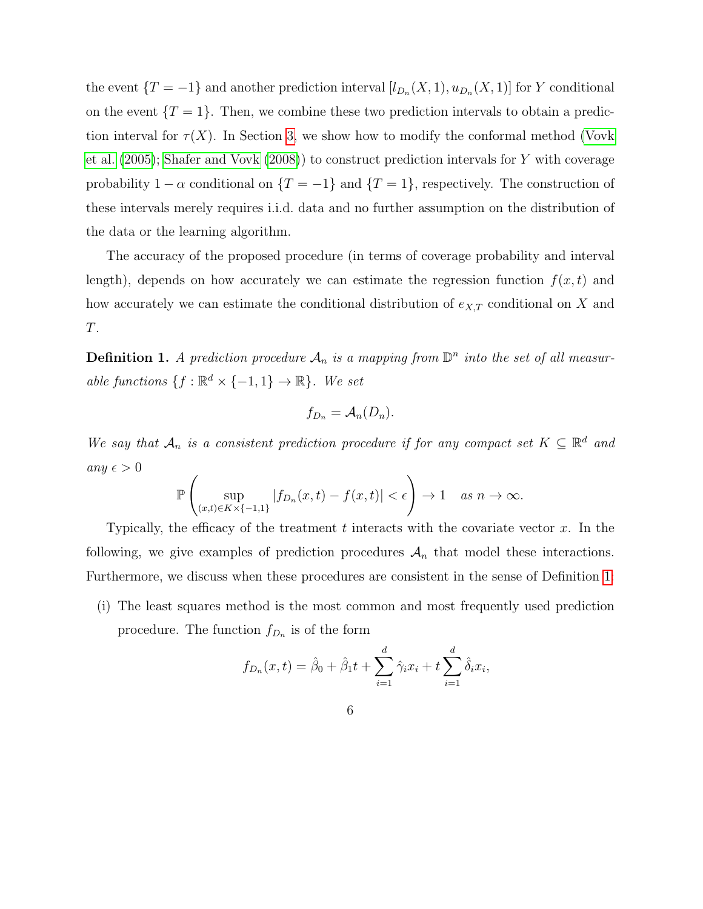the event $\{T = -1\}$ and another prediction interval $[l_{D_n}(X, 1), u_{D_n}(X, 1)]$ for $Y$ conditional on the event $\{T = 1\}$. Then, we combine these two prediction intervals to obtain a prediction interval for $\tau(X)$. In Section 3, we show how to modify the conformal method (Vovk et al. (2005); Shafer and Vovk (2008)) to construct prediction intervals for $Y$ with coverage probability $1 - \alpha$ conditional on $\{T = -1\}$ and $\{T = 1\}$, respectively. The construction of these intervals merely requires i.i.d. data and no further assumption on the distribution of the data or the learning algorithm.

The accuracy of the proposed procedure (in terms of coverage probability and interval length), depends on how accurately we can estimate the regression function $f(x, t)$ and how accurately we can estimate the conditional distribution of $e_{X,T}$ conditional on $X$ and $T$.

**Definition 1.** *A prediction procedure $\mathcal{A}_n$ is a mapping from $\mathbb{D}^n$ into the set of all measurable functions $\{f : \mathbb{R}^d \times \{-1, 1\} \to \mathbb{R}\}$. We set*

$$f_{D_n} = \mathcal{A}_n(D_n).$$

*We say that $\mathcal{A}_n$ is a consistent prediction procedure if for any compact set $K \subseteq \mathbb{R}^d$ and any $\epsilon > 0$*

$$\mathbb{P}\left(\sup_{(x,t)\in K\times\{-1,1\}} |f_{D_n}(x, t) - f(x, t)| < \epsilon\right) \to 1 \quad \textit{as } n \to \infty.$$

Typically, the efficacy of the treatment $t$ interacts with the covariate vector $x$. In the following, we give examples of prediction procedures $\mathcal{A}_n$ that model these interactions. Furthermore, we discuss when these procedures are consistent in the sense of Definition 1:

(i) The least squares method is the most common and most frequently used prediction procedure. The function $f_{D_n}$ is of the form

$$f_{D_n}(x, t) = \hat{\beta}_0 + \hat{\beta}_1 t + \sum_{i=1}^{d} \hat{\gamma}_i x_i + t \sum_{i=1}^{d} \hat{\delta}_i x_i,$$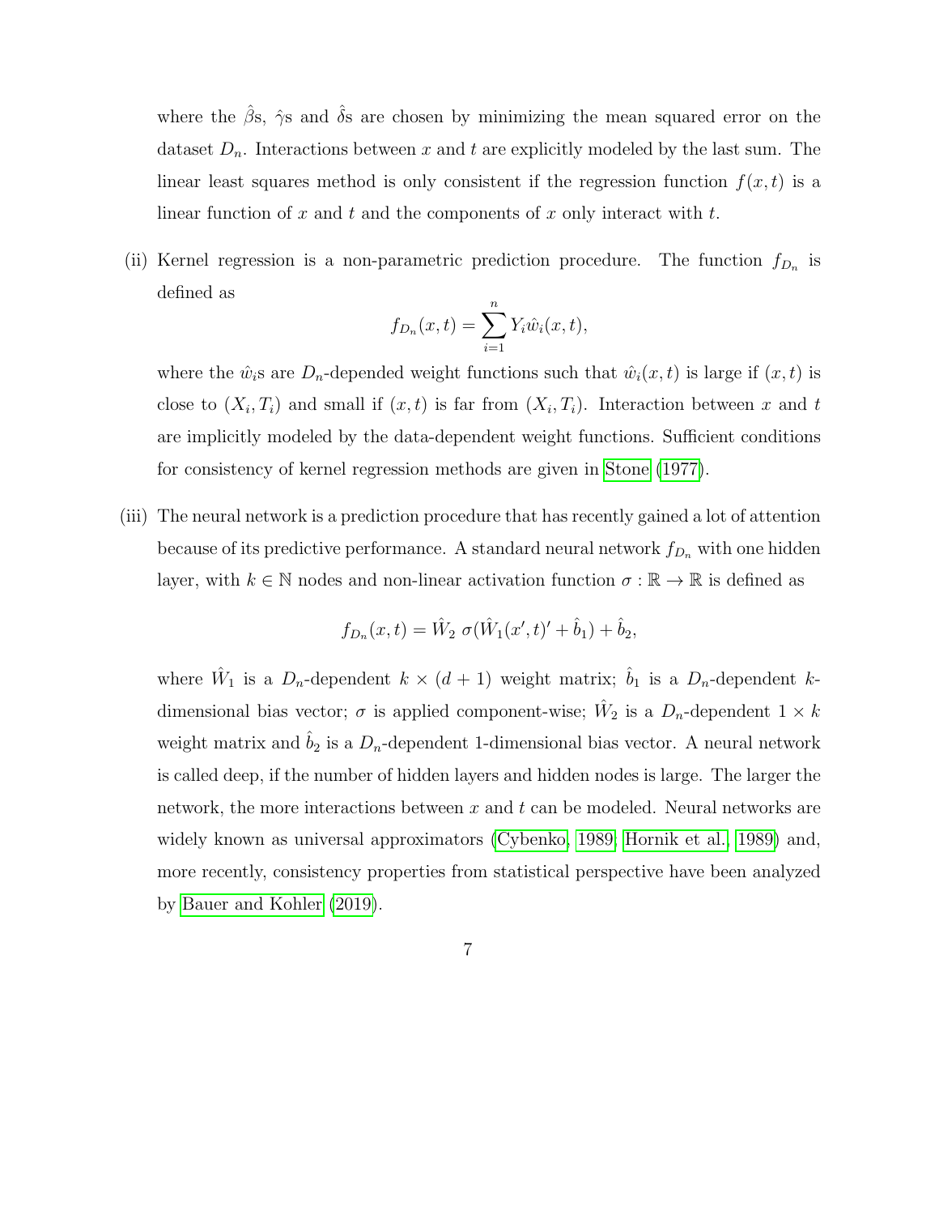where the $\hat{\beta}$s, $\hat{\gamma}$s and $\hat{\delta}$s are chosen by minimizing the mean squared error on the dataset $D_n$. Interactions between $x$ and $t$ are explicitly modeled by the last sum. The linear least squares method is only consistent if the regression function $f(x, t)$ is a linear function of $x$ and $t$ and the components of $x$ only interact with $t$.

(ii) Kernel regression is a non-parametric prediction procedure. The function $f_{D_n}$ is defined as

$$f_{D_n}(x, t) = \sum_{i=1}^{n} Y_i \hat{w}_i(x, t),$$

where the $\hat{w}_i$s are $D_n$-depended weight functions such that $\hat{w}_i(x, t)$ is large if $(x, t)$ is close to $(X_i, T_i)$ and small if $(x, t)$ is far from $(X_i, T_i)$. Interaction between $x$ and $t$ are implicitly modeled by the data-dependent weight functions. Sufficient conditions for consistency of kernel regression methods are given in Stone (1977).

(iii) The neural network is a prediction procedure that has recently gained a lot of attention because of its predictive performance. A standard neural network $f_{D_n}$ with one hidden layer, with $k \in \mathbb{N}$ nodes and non-linear activation function $\sigma : \mathbb{R} \to \mathbb{R}$ is defined as

$$f_{D_n}(x, t) = \hat{W}_2 \ \sigma(\hat{W}_1 (x', t)' + \hat{b}_1) + \hat{b}_2,$$

where $\hat{W}_1$ is a $D_n$-dependent $k \times (d + 1)$ weight matrix; $\hat{b}_1$ is a $D_n$-dependent $k$-dimensional bias vector; $\sigma$ is applied component-wise; $\hat{W}_2$ is a $D_n$-dependent $1 \times k$ weight matrix and $\hat{b}_2$ is a $D_n$-dependent 1-dimensional bias vector. A neural network is called deep, if the number of hidden layers and hidden nodes is large. The larger the network, the more interactions between $x$ and $t$ can be modeled. Neural networks are widely known as universal approximators (Cybenko, 1989; Hornik et al., 1989) and, more recently, consistency properties from statistical perspective have been analyzed by Bauer and Kohler (2019).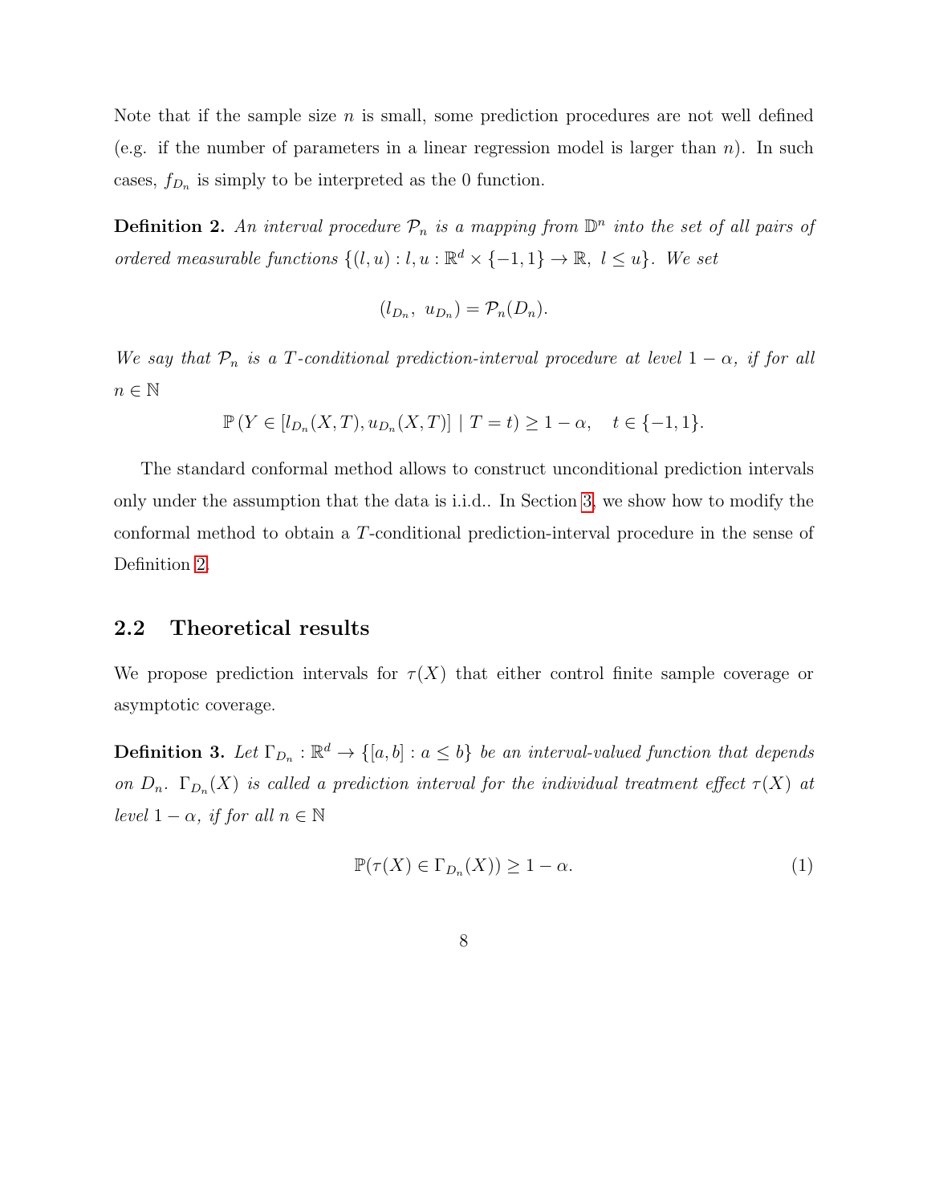Note that if the sample size $n$ is small, some prediction procedures are not well defined (e.g. if the number of parameters in a linear regression model is larger than $n$). In such cases, $f_{D_n}$ is simply to be interpreted as the 0 function.

**Definition 2.** *An interval procedure $\mathcal{P}_n$ is a mapping from $\mathbb{D}^n$ into the set of all pairs of ordered measurable functions $\{(l, u) : l, u : \mathbb{R}^d \times \{-1, 1\} \to \mathbb{R},\ l \leq u\}$. We set*

$$(l_{D_n},\ u_{D_n}) = \mathcal{P}_n(D_n).$$

*We say that $\mathcal{P}_n$ is a $T$-conditional prediction-interval procedure at level $1 - \alpha$, if for all $n \in \mathbb{N}$*

$$\mathbb{P}\left(Y \in [l_{D_n}(X, T), u_{D_n}(X, T)] \mid T = t\right) \geq 1 - \alpha, \quad t \in \{-1, 1\}.$$

The standard conformal method allows to construct unconditional prediction intervals only under the assumption that the data is i.i.d.. In Section 3, we show how to modify the conformal method to obtain a $T$-conditional prediction-interval procedure in the sense of Definition 2.

## 2.2 Theoretical results

We propose prediction intervals for $\tau(X)$ that either control finite sample coverage or asymptotic coverage.

**Definition 3.** *Let $\Gamma_{D_n} : \mathbb{R}^d \to \{[a, b] : a \leq b\}$ be an interval-valued function that depends on $D_n$. $\Gamma_{D_n}(X)$ is called a prediction interval for the individual treatment effect $\tau(X)$ at level $1 - \alpha$, if for all $n \in \mathbb{N}$*

$$\mathbb{P}(\tau(X) \in \Gamma_{D_n}(X)) \geq 1 - \alpha. \tag{1}$$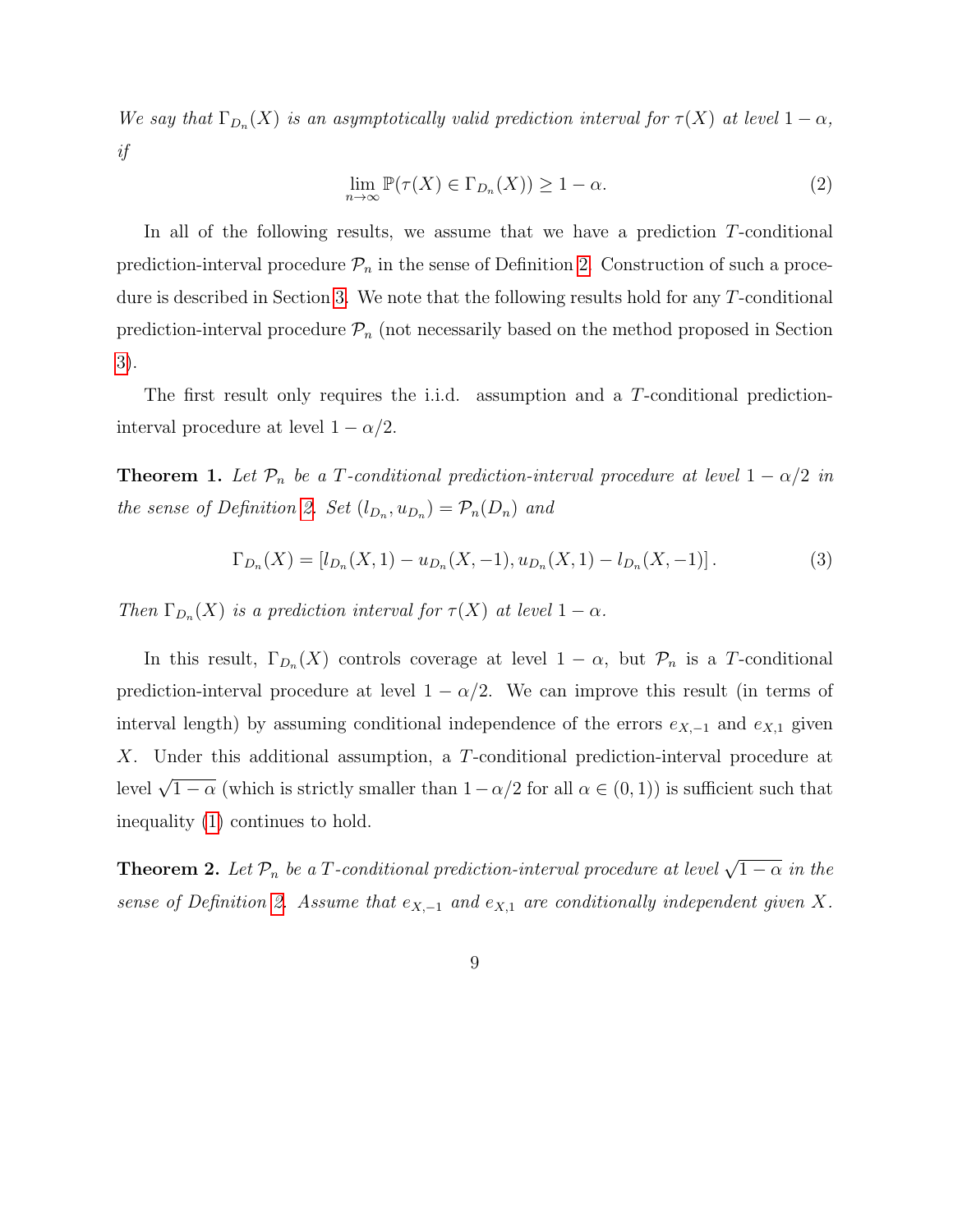*We say that $\Gamma_{D_n}(X)$ is an asymptotically valid prediction interval for $\tau(X)$ at level $1-\alpha$, if*

$$\lim_{n\to\infty} \mathbb{P}(\tau(X) \in \Gamma_{D_n}(X)) \geq 1-\alpha. \tag{2}$$

In all of the following results, we assume that we have a prediction $T$-conditional prediction-interval procedure $\mathcal{P}_n$ in the sense of Definition 2. Construction of such a procedure is described in Section 3. We note that the following results hold for any $T$-conditional prediction-interval procedure $\mathcal{P}_n$ (not necessarily based on the method proposed in Section 3).

The first result only requires the i.i.d. assumption and a $T$-conditional prediction-interval procedure at level $1-\alpha/2$.

**Theorem 1.** *Let $\mathcal{P}_n$ be a $T$-conditional prediction-interval procedure at level $1-\alpha/2$ in the sense of Definition 2. Set $(l_{D_n}, u_{D_n}) = \mathcal{P}_n(D_n)$ and*

$$\Gamma_{D_n}(X) = \left[l_{D_n}(X,1) - u_{D_n}(X,-1), u_{D_n}(X,1) - l_{D_n}(X,-1)\right]. \tag{3}$$

*Then $\Gamma_{D_n}(X)$ is a prediction interval for $\tau(X)$ at level $1-\alpha$.*

In this result, $\Gamma_{D_n}(X)$ controls coverage at level $1-\alpha$, but $\mathcal{P}_n$ is a $T$-conditional prediction-interval procedure at level $1-\alpha/2$. We can improve this result (in terms of interval length) by assuming conditional independence of the errors $e_{X,-1}$ and $e_{X,1}$ given $X$. Under this additional assumption, a $T$-conditional prediction-interval procedure at level $\sqrt{1-\alpha}$ (which is strictly smaller than $1-\alpha/2$ for all $\alpha \in (0,1)$) is sufficient such that inequality (1) continues to hold.

**Theorem 2.** *Let $\mathcal{P}_n$ be a $T$-conditional prediction-interval procedure at level $\sqrt{1-\alpha}$ in the sense of Definition 2. Assume that $e_{X,-1}$ and $e_{X,1}$ are conditionally independent given $X$.*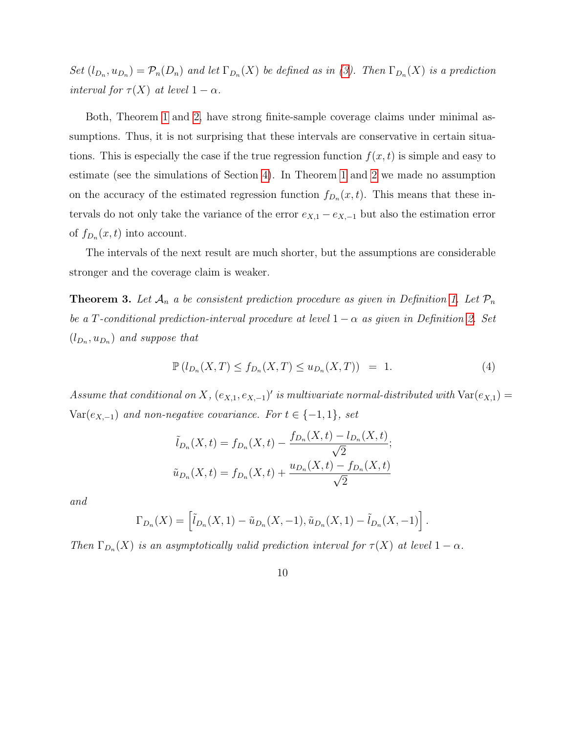*Set $(l_{D_n}, u_{D_n}) = \mathcal{P}_n(D_n)$ and let $\Gamma_{D_n}(X)$ be defined as in (3). Then $\Gamma_{D_n}(X)$ is a prediction interval for $\tau(X)$ at level $1-\alpha$.*

Both, Theorem 1 and 2, have strong finite-sample coverage claims under minimal assumptions. Thus, it is not surprising that these intervals are conservative in certain situations. This is especially the case if the true regression function $f(x,t)$ is simple and easy to estimate (see the simulations of Section 4). In Theorem 1 and 2 we made no assumption on the accuracy of the estimated regression function $f_{D_n}(x,t)$. This means that these intervals do not only take the variance of the error $e_{X,1} - e_{X,-1}$ but also the estimation error of $f_{D_n}(x,t)$ into account.

The intervals of the next result are much shorter, but the assumptions are considerable stronger and the coverage claim is weaker.

**Theorem 3.** *Let $\mathcal{A}_n$ a be consistent prediction procedure as given in Definition 1. Let $\mathcal{P}_n$ be a $T$-conditional prediction-interval procedure at level $1-\alpha$ as given in Definition 2. Set $(l_{D_n}, u_{D_n})$ and suppose that*

$$\mathbb{P}\left(l_{D_n}(X,T) \leq f_{D_n}(X,T) \leq u_{D_n}(X,T)\right) \;=\; 1. \tag{4}$$

*Assume that conditional on $X$, $(e_{X,1}, e_{X,-1})'$ is multivariate normal-distributed with $\mathrm{Var}(e_{X,1}) = \mathrm{Var}(e_{X,-1})$ and non-negative covariance. For $t \in \{-1, 1\}$, set*

$$\tilde{l}_{D_n}(X,t) = f_{D_n}(X,t) - \frac{f_{D_n}(X,t) - l_{D_n}(X,t)}{\sqrt{2}};$$
$$\tilde{u}_{D_n}(X,t) = f_{D_n}(X,t) + \frac{u_{D_n}(X,t) - f_{D_n}(X,t)}{\sqrt{2}}$$

*and*

$$\Gamma_{D_n}(X) = \left[\tilde{l}_{D_n}(X,1) - \tilde{u}_{D_n}(X,-1), \tilde{u}_{D_n}(X,1) - \tilde{l}_{D_n}(X,-1)\right].$$

*Then $\Gamma_{D_n}(X)$ is an asymptotically valid prediction interval for $\tau(X)$ at level $1-\alpha$.*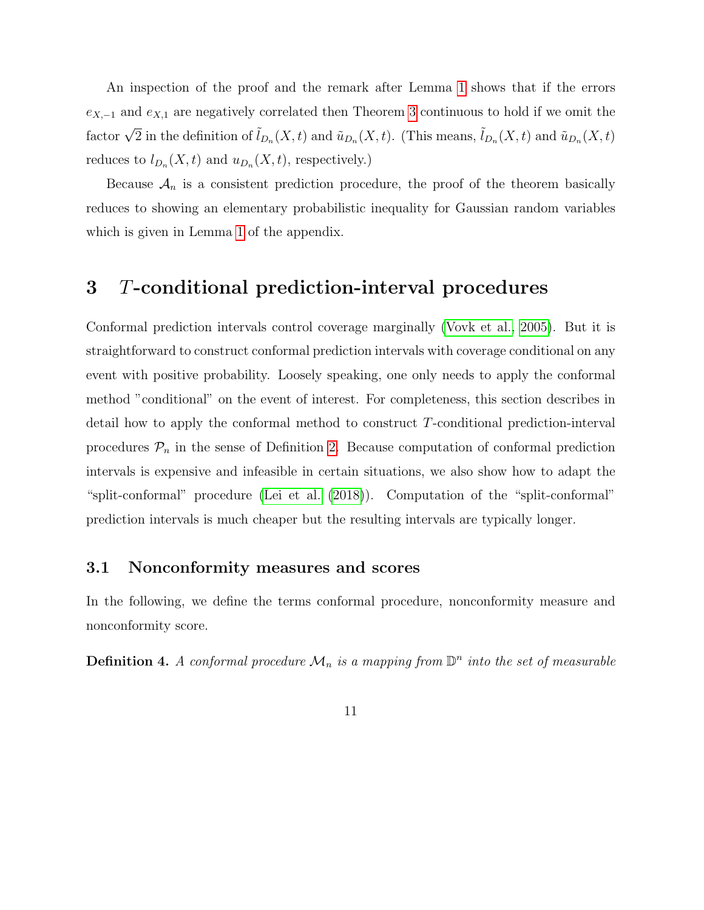An inspection of the proof and the remark after Lemma 1 shows that if the errors $e_{X,-1}$ and $e_{X,1}$ are negatively correlated then Theorem 3 continuous to hold if we omit the factor $\sqrt{2}$ in the definition of $\tilde{l}_{D_n}(X,t)$ and $\tilde{u}_{D_n}(X,t)$. (This means, $\tilde{l}_{D_n}(X,t)$ and $\tilde{u}_{D_n}(X,t)$ reduces to $l_{D_n}(X,t)$ and $u_{D_n}(X,t)$, respectively.)

Because $\mathcal{A}_n$ is a consistent prediction procedure, the proof of the theorem basically reduces to showing an elementary probabilistic inequality for Gaussian random variables which is given in Lemma 1 of the appendix.

# 3 $T$-conditional prediction-interval procedures

Conformal prediction intervals control coverage marginally (Vovk et al., 2005). But it is straightforward to construct conformal prediction intervals with coverage conditional on any event with positive probability. Loosely speaking, one only needs to apply the conformal method "conditional" on the event of interest. For completeness, this section describes in detail how to apply the conformal method to construct $T$-conditional prediction-interval procedures $\mathcal{P}_n$ in the sense of Definition 2. Because computation of conformal prediction intervals is expensive and infeasible in certain situations, we also show how to adapt the "split-conformal" procedure (Lei et al. (2018)). Computation of the "split-conformal" prediction intervals is much cheaper but the resulting intervals are typically longer.

## 3.1 Nonconformity measures and scores

In the following, we define the terms conformal procedure, nonconformity measure and nonconformity score.

**Definition 4.** *A conformal procedure $\mathcal{M}_n$ is a mapping from $\mathbb{D}^n$ into the set of measurable*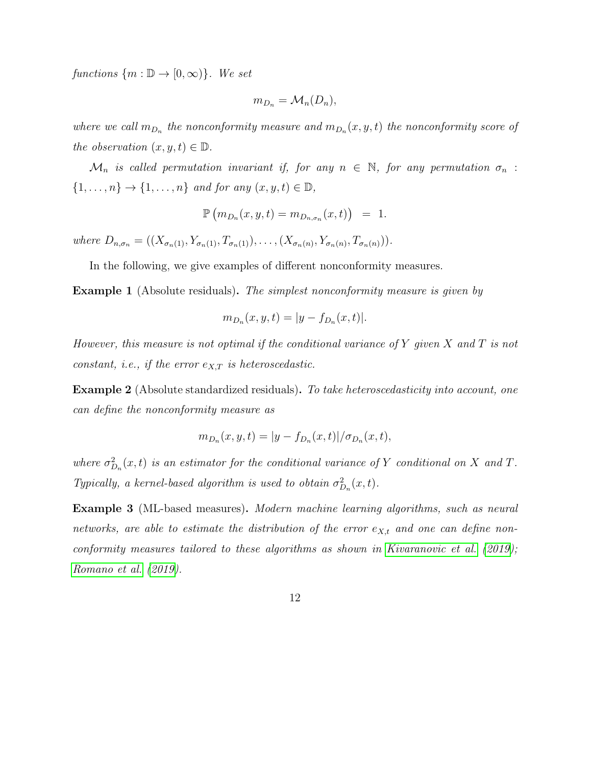*functions* $\{m : \mathbb{D} \to [0, \infty)\}$*. We set*

$$m_{D_n} = \mathcal{M}_n(D_n),$$

*where we call* $m_{D_n}$ *the nonconformity measure and* $m_{D_n}(x, y, t)$ *the nonconformity score of the observation* $(x, y, t) \in \mathbb{D}$*.*

$\mathcal{M}_n$ *is called permutation invariant if, for any* $n \in \mathbb{N}$*, for any permutation* $\sigma_n : \{1, \ldots, n\} \to \{1, \ldots, n\}$ *and for any* $(x, y, t) \in \mathbb{D}$*,*

$$\mathbb{P}\left(m_{D_n}(x, y, t) = m_{D_{n,\sigma_n}}(x, t)\right) \;=\; 1.$$

*where* $D_{n,\sigma_n} = ((X_{\sigma_n(1)}, Y_{\sigma_n(1)}, T_{\sigma_n(1)}), \ldots, (X_{\sigma_n(n)}, Y_{\sigma_n(n)}, T_{\sigma_n(n)}))$*.*

In the following, we give examples of different nonconformity measures.

**Example 1** (Absolute residuals)**.** *The simplest nonconformity measure is given by*

$$m_{D_n}(x, y, t) = |y - f_{D_n}(x, t)|.$$

*However, this measure is not optimal if the conditional variance of* $Y$ *given* $X$ *and* $T$ *is not constant, i.e., if the error* $e_{X,T}$ *is heteroscedastic.*

**Example 2** (Absolute standardized residuals)**.** *To take heteroscedasticity into account, one can define the nonconformity measure as*

$$m_{D_n}(x, y, t) = |y - f_{D_n}(x, t)| / \sigma_{D_n}(x, t),$$

*where* $\sigma^2_{D_n}(x, t)$ *is an estimator for the conditional variance of* $Y$ *conditional on* $X$ *and* $T$*. Typically, a kernel-based algorithm is used to obtain* $\sigma^2_{D_n}(x, t)$*.*

**Example 3** (ML-based measures)**.** *Modern machine learning algorithms, such as neural networks, are able to estimate the distribution of the error* $e_{X,t}$ *and one can define nonconformity measures tailored to these algorithms as shown in Kivaranovic et al. (2019); Romano et al. (2019).*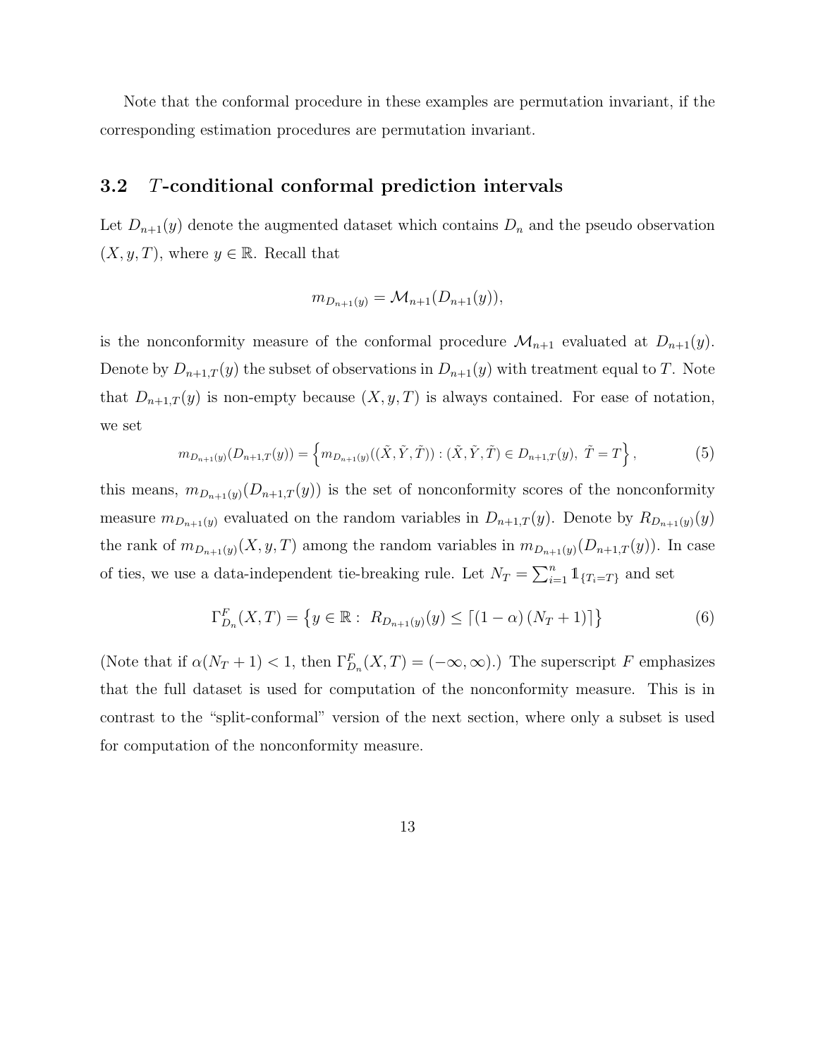Note that the conformal procedure in these examples are permutation invariant, if the corresponding estimation procedures are permutation invariant.

### 3.2 $T$-conditional conformal prediction intervals

Let $D_{n+1}(y)$ denote the augmented dataset which contains $D_n$ and the pseudo observation $(X, y, T)$, where $y \in \mathbb{R}$. Recall that

$$m_{D_{n+1}(y)} = \mathcal{M}_{n+1}(D_{n+1}(y)),$$

is the nonconformity measure of the conformal procedure $\mathcal{M}_{n+1}$ evaluated at $D_{n+1}(y)$. Denote by $D_{n+1,T}(y)$ the subset of observations in $D_{n+1}(y)$ with treatment equal to $T$. Note that $D_{n+1,T}(y)$ is non-empty because $(X, y, T)$ is always contained. For ease of notation, we set

$$m_{D_{n+1}(y)}(D_{n+1,T}(y)) = \left\{ m_{D_{n+1}(y)}((\tilde{X}, \tilde{Y}, \tilde{T})) : (\tilde{X}, \tilde{Y}, \tilde{T}) \in D_{n+1,T}(y),\ \tilde{T} = T \right\}, \tag{5}$$

this means, $m_{D_{n+1}(y)}(D_{n+1,T}(y))$ is the set of nonconformity scores of the nonconformity measure $m_{D_{n+1}(y)}$ evaluated on the random variables in $D_{n+1,T}(y)$. Denote by $R_{D_{n+1}(y)}(y)$ the rank of $m_{D_{n+1}(y)}(X, y, T)$ among the random variables in $m_{D_{n+1}(y)}(D_{n+1,T}(y))$. In case of ties, we use a data-independent tie-breaking rule. Let $N_T = \sum_{i=1}^{n} \mathbb{1}_{\{T_i = T\}}$ and set

$$\Gamma^F_{D_n}(X, T) = \left\{ y \in \mathbb{R} :\ R_{D_{n+1}(y)}(y) \leq \lceil (1 - \alpha)(N_T + 1) \rceil \right\} \tag{6}$$

(Note that if $\alpha(N_T + 1) < 1$, then $\Gamma^F_{D_n}(X, T) = (-\infty, \infty)$.) The superscript $F$ emphasizes that the full dataset is used for computation of the nonconformity measure. This is in contrast to the "split-conformal" version of the next section, where only a subset is used for computation of the nonconformity measure.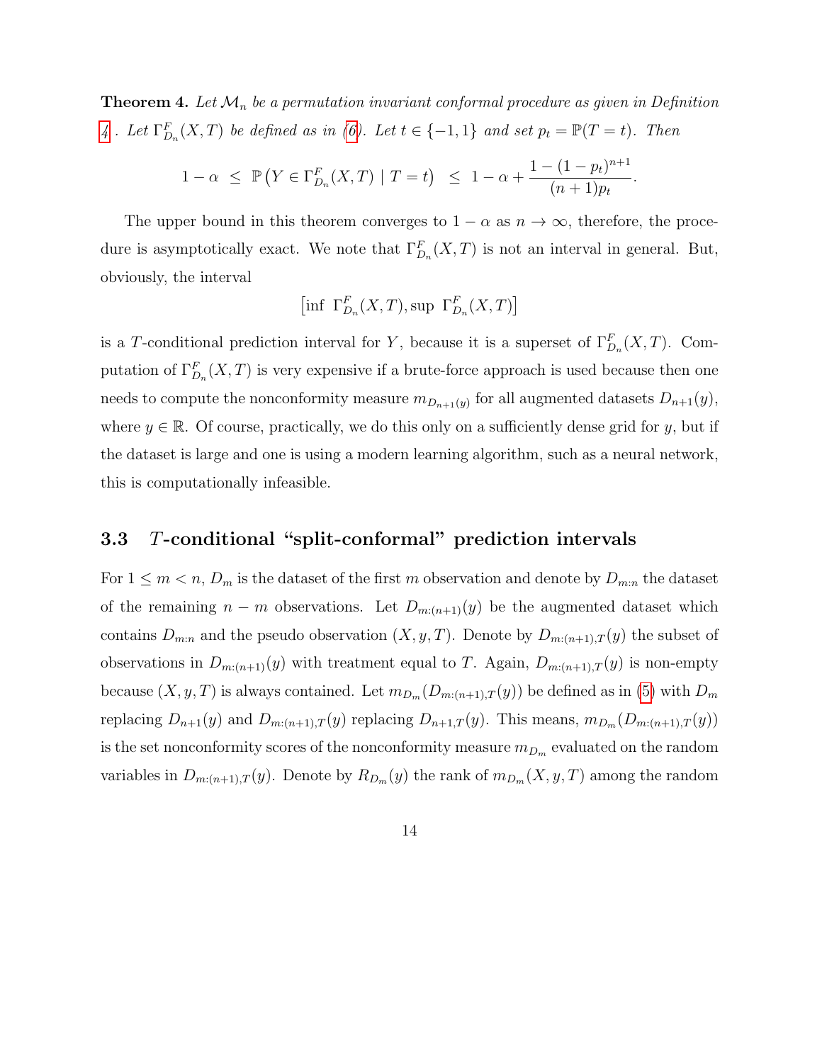**Theorem 4.** *Let $\mathcal{M}_n$ be a permutation invariant conformal procedure as given in Definition 4. Let $\Gamma^F_{D_n}(X,T)$ be defined as in (6). Let $t \in \{-1, 1\}$ and set $p_t = \mathbb{P}(T = t)$. Then*

$$1 - \alpha \;\leq\; \mathbb{P}\big(Y \in \Gamma^F_{D_n}(X,T) \mid T = t\big) \;\leq\; 1 - \alpha + \frac{1 - (1 - p_t)^{n+1}}{(n+1)p_t}.$$

The upper bound in this theorem converges to $1 - \alpha$ as $n \to \infty$, therefore, the procedure is asymptotically exact. We note that $\Gamma^F_{D_n}(X,T)$ is not an interval in general. But, obviously, the interval

$$\big[\inf\; \Gamma^F_{D_n}(X,T), \sup\; \Gamma^F_{D_n}(X,T)\big]$$

is a $T$-conditional prediction interval for $Y$, because it is a superset of $\Gamma^F_{D_n}(X,T)$. Computation of $\Gamma^F_{D_n}(X,T)$ is very expensive if a brute-force approach is used because then one needs to compute the nonconformity measure $m_{D_{n+1}(y)}$ for all augmented datasets $D_{n+1}(y)$, where $y \in \mathbb{R}$. Of course, practically, we do this only on a sufficiently dense grid for $y$, but if the dataset is large and one is using a modern learning algorithm, such as a neural network, this is computationally infeasible.

### 3.3 $T$-conditional "split-conformal" prediction intervals

For $1 \leq m < n$, $D_m$ is the dataset of the first $m$ observation and denote by $D_{m:n}$ the dataset of the remaining $n - m$ observations. Let $D_{m:(n+1)}(y)$ be the augmented dataset which contains $D_{m:n}$ and the pseudo observation $(X, y, T)$. Denote by $D_{m:(n+1),T}(y)$ the subset of observations in $D_{m:(n+1)}(y)$ with treatment equal to $T$. Again, $D_{m:(n+1),T}(y)$ is non-empty because $(X, y, T)$ is always contained. Let $m_{D_m}(D_{m:(n+1),T}(y))$ be defined as in (5) with $D_m$ replacing $D_{n+1}(y)$ and $D_{m:(n+1),T}(y)$ replacing $D_{n+1,T}(y)$. This means, $m_{D_m}(D_{m:(n+1),T}(y))$ is the set nonconformity scores of the nonconformity measure $m_{D_m}$ evaluated on the random variables in $D_{m:(n+1),T}(y)$. Denote by $R_{D_m}(y)$ the rank of $m_{D_m}(X, y, T)$ among the random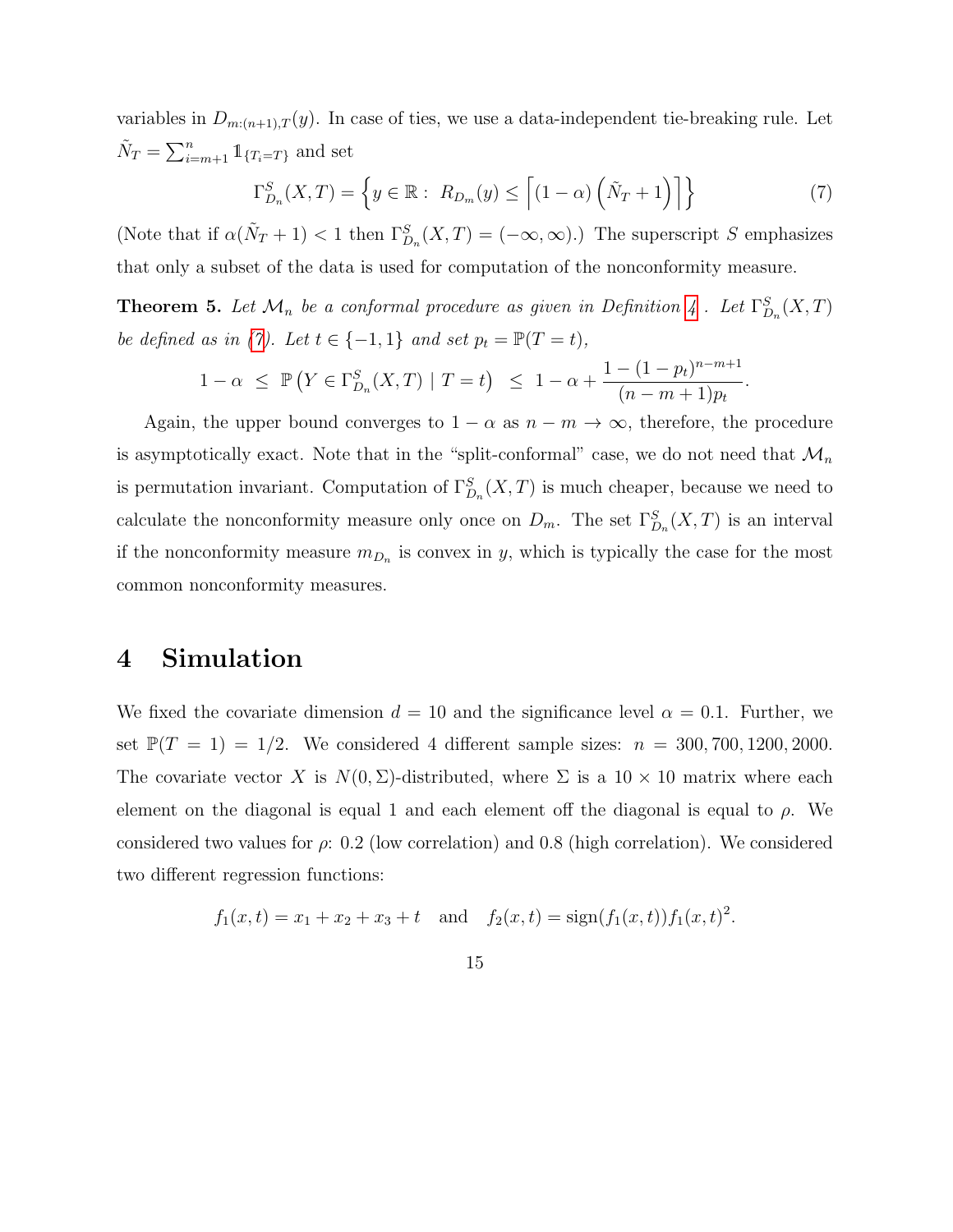variables in $D_{m:(n+1),T}(y)$. In case of ties, we use a data-independent tie-breaking rule. Let $\tilde{N}_T = \sum_{i=m+1}^{n} \mathbb{1}_{\{T_i = T\}}$ and set

$$\Gamma^S_{D_n}(X,T) = \left\{ y \in \mathbb{R} : \ R_{D_m}(y) \leq \left\lceil (1-\alpha)\left(\tilde{N}_T + 1\right)\right\rceil \right\} \tag{7}$$

(Note that if $\alpha(\tilde{N}_T + 1) < 1$ then $\Gamma^S_{D_n}(X,T) = (-\infty, \infty)$.) The superscript $S$ emphasizes that only a subset of the data is used for computation of the nonconformity measure.

**Theorem 5.** *Let $\mathcal{M}_n$ be a conformal procedure as given in Definition 4 . Let $\Gamma^S_{D_n}(X,T)$ be defined as in (7). Let $t \in \{-1, 1\}$ and set $p_t = \mathbb{P}(T = t)$,*

$$1 - \alpha \ \leq \ \mathbb{P}\left(Y \in \Gamma^S_{D_n}(X,T) \mid T = t\right) \ \leq \ 1 - \alpha + \frac{1 - (1-p_t)^{n-m+1}}{(n-m+1)p_t}.$$

Again, the upper bound converges to $1 - \alpha$ as $n - m \to \infty$, therefore, the procedure is asymptotically exact. Note that in the "split-conformal" case, we do not need that $\mathcal{M}_n$ is permutation invariant. Computation of $\Gamma^S_{D_n}(X,T)$ is much cheaper, because we need to calculate the nonconformity measure only once on $D_m$. The set $\Gamma^S_{D_n}(X,T)$ is an interval if the nonconformity measure $m_{D_n}$ is convex in $y$, which is typically the case for the most common nonconformity measures.

# 4 Simulation

We fixed the covariate dimension $d = 10$ and the significance level $\alpha = 0.1$. Further, we set $\mathbb{P}(T = 1) = 1/2$. We considered 4 different sample sizes: $n = 300, 700, 1200, 2000$. The covariate vector $X$ is $N(0, \Sigma)$-distributed, where $\Sigma$ is a $10 \times 10$ matrix where each element on the diagonal is equal 1 and each element off the diagonal is equal to $\rho$. We considered two values for $\rho$: 0.2 (low correlation) and 0.8 (high correlation). We considered two different regression functions:

$$f_1(x,t) = x_1 + x_2 + x_3 + t \quad \text{and} \quad f_2(x,t) = \text{sign}(f_1(x,t)) f_1(x,t)^2.$$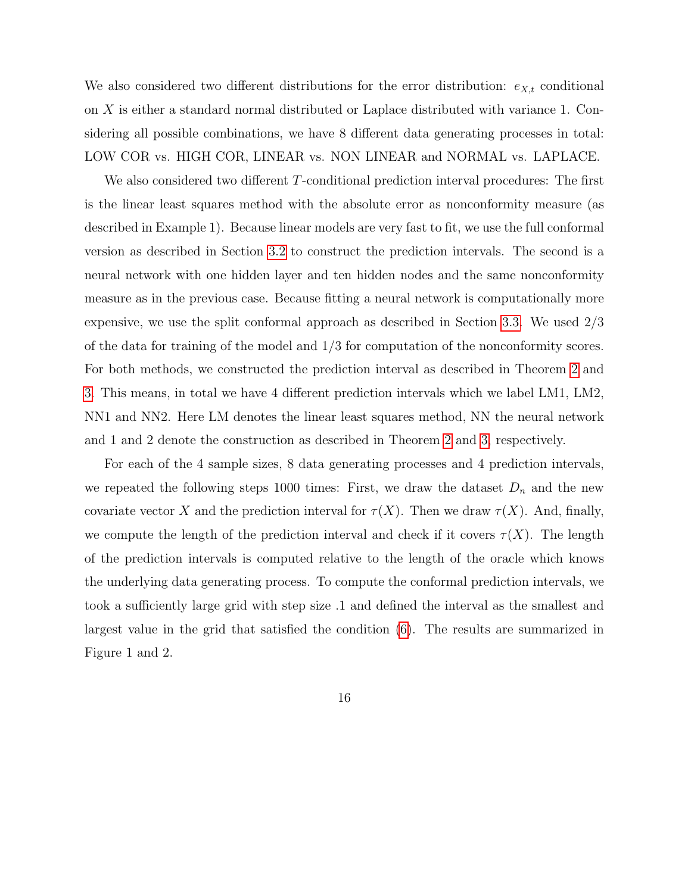We also considered two different distributions for the error distribution: $e_{X,t}$ conditional on $X$ is either a standard normal distributed or Laplace distributed with variance 1. Considering all possible combinations, we have 8 different data generating processes in total: LOW COR vs. HIGH COR, LINEAR vs. NON LINEAR and NORMAL vs. LAPLACE.

We also considered two different $T$-conditional prediction interval procedures: The first is the linear least squares method with the absolute error as nonconformity measure (as described in Example 1). Because linear models are very fast to fit, we use the full conformal version as described in Section 3.2 to construct the prediction intervals. The second is a neural network with one hidden layer and ten hidden nodes and the same nonconformity measure as in the previous case. Because fitting a neural network is computationally more expensive, we use the split conformal approach as described in Section 3.3. We used 2/3 of the data for training of the model and 1/3 for computation of the nonconformity scores. For both methods, we constructed the prediction interval as described in Theorem 2 and 3. This means, in total we have 4 different prediction intervals which we label LM1, LM2, NN1 and NN2. Here LM denotes the linear least squares method, NN the neural network and 1 and 2 denote the construction as described in Theorem 2 and 3, respectively.

For each of the 4 sample sizes, 8 data generating processes and 4 prediction intervals, we repeated the following steps 1000 times: First, we draw the dataset $D_n$ and the new covariate vector $X$ and the prediction interval for $\tau(X)$. Then we draw $\tau(X)$. And, finally, we compute the length of the prediction interval and check if it covers $\tau(X)$. The length of the prediction intervals is computed relative to the length of the oracle which knows the underlying data generating process. To compute the conformal prediction intervals, we took a sufficiently large grid with step size .1 and defined the interval as the smallest and largest value in the grid that satisfied the condition (6). The results are summarized in Figure 1 and 2.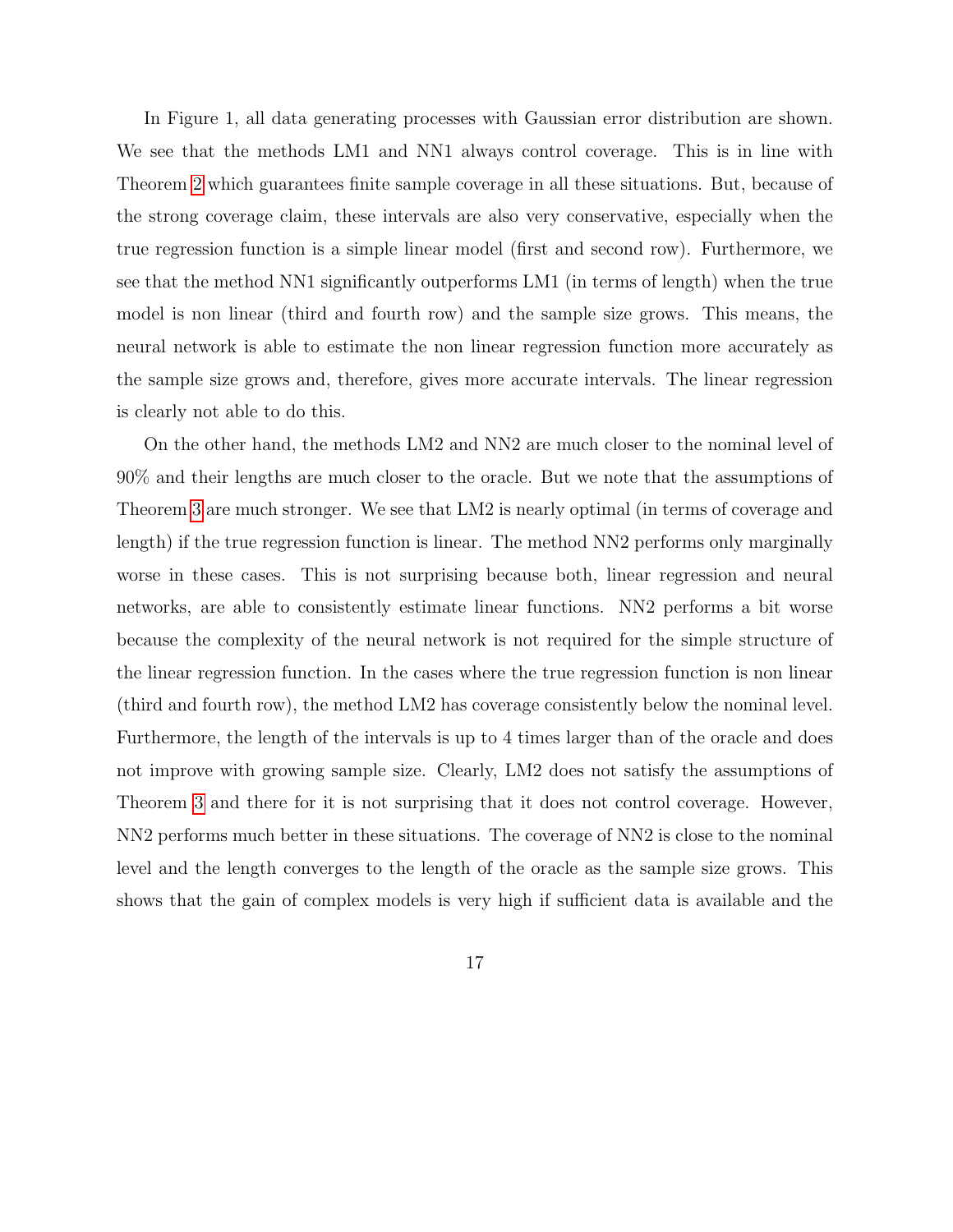In Figure 1, all data generating processes with Gaussian error distribution are shown. We see that the methods LM1 and NN1 always control coverage. This is in line with Theorem 2 which guarantees finite sample coverage in all these situations. But, because of the strong coverage claim, these intervals are also very conservative, especially when the true regression function is a simple linear model (first and second row). Furthermore, we see that the method NN1 significantly outperforms LM1 (in terms of length) when the true model is non linear (third and fourth row) and the sample size grows. This means, the neural network is able to estimate the non linear regression function more accurately as the sample size grows and, therefore, gives more accurate intervals. The linear regression is clearly not able to do this.

On the other hand, the methods LM2 and NN2 are much closer to the nominal level of 90% and their lengths are much closer to the oracle. But we note that the assumptions of Theorem 3 are much stronger. We see that LM2 is nearly optimal (in terms of coverage and length) if the true regression function is linear. The method NN2 performs only marginally worse in these cases. This is not surprising because both, linear regression and neural networks, are able to consistently estimate linear functions. NN2 performs a bit worse because the complexity of the neural network is not required for the simple structure of the linear regression function. In the cases where the true regression function is non linear (third and fourth row), the method LM2 has coverage consistently below the nominal level. Furthermore, the length of the intervals is up to 4 times larger than of the oracle and does not improve with growing sample size. Clearly, LM2 does not satisfy the assumptions of Theorem 3 and there for it is not surprising that it does not control coverage. However, NN2 performs much better in these situations. The coverage of NN2 is close to the nominal level and the length converges to the length of the oracle as the sample size grows. This shows that the gain of complex models is very high if sufficient data is available and the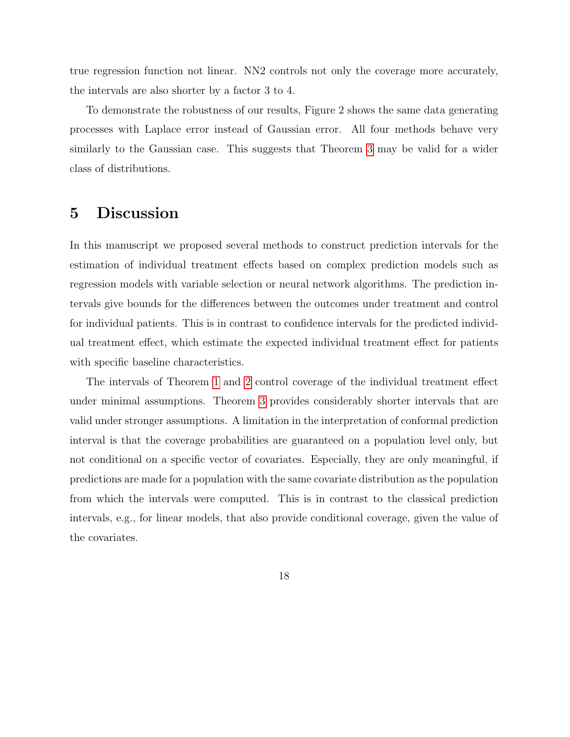true regression function not linear. NN2 controls not only the coverage more accurately, the intervals are also shorter by a factor 3 to 4.

To demonstrate the robustness of our results, Figure 2 shows the same data generating processes with Laplace error instead of Gaussian error. All four methods behave very similarly to the Gaussian case. This suggests that Theorem 3 may be valid for a wider class of distributions.

# 5 Discussion

In this manuscript we proposed several methods to construct prediction intervals for the estimation of individual treatment effects based on complex prediction models such as regression models with variable selection or neural network algorithms. The prediction intervals give bounds for the differences between the outcomes under treatment and control for individual patients. This is in contrast to confidence intervals for the predicted individual treatment effect, which estimate the expected individual treatment effect for patients with specific baseline characteristics.

The intervals of Theorem 1 and 2 control coverage of the individual treatment effect under minimal assumptions. Theorem 3 provides considerably shorter intervals that are valid under stronger assumptions. A limitation in the interpretation of conformal prediction interval is that the coverage probabilities are guaranteed on a population level only, but not conditional on a specific vector of covariates. Especially, they are only meaningful, if predictions are made for a population with the same covariate distribution as the population from which the intervals were computed. This is in contrast to the classical prediction intervals, e.g., for linear models, that also provide conditional coverage, given the value of the covariates.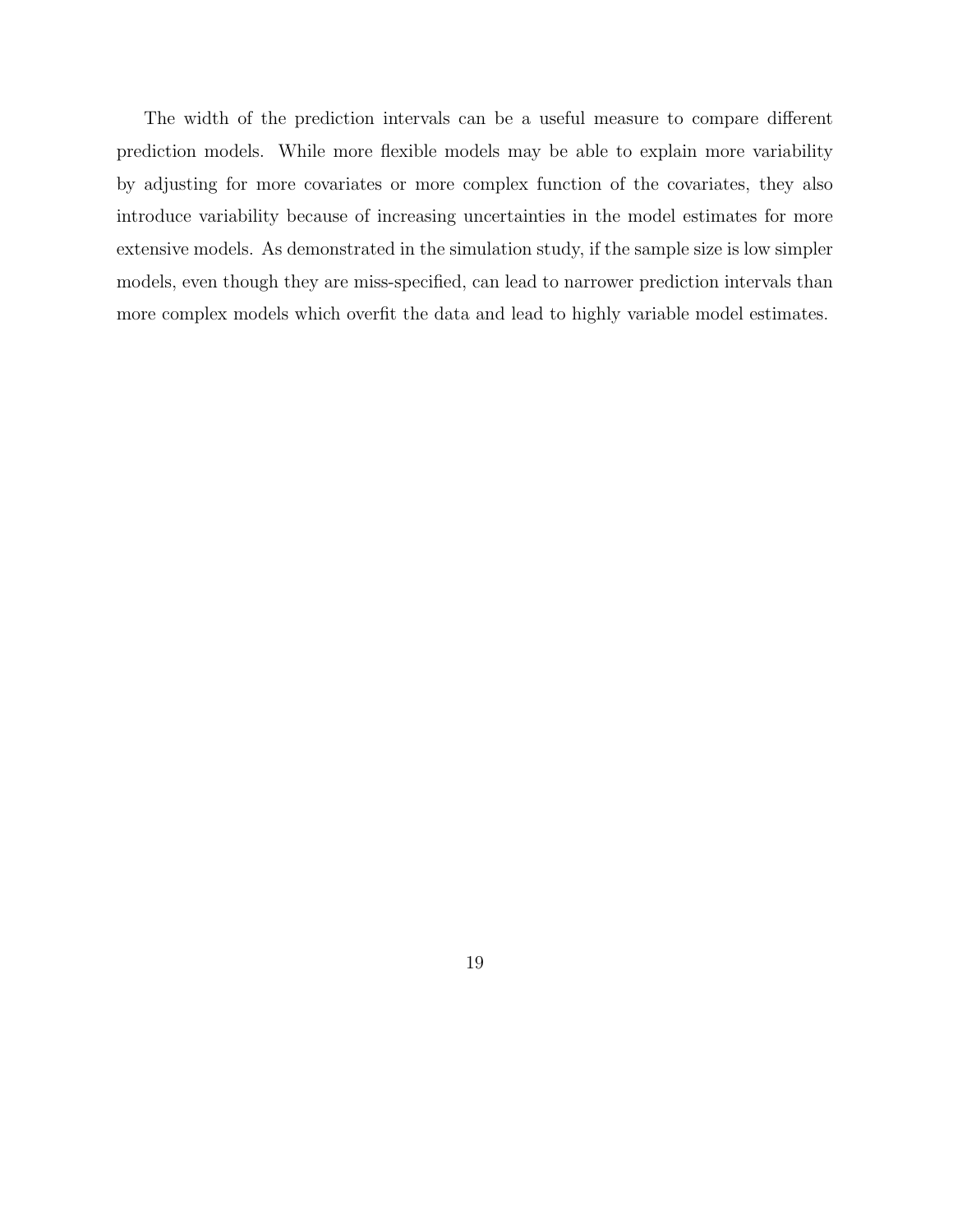The width of the prediction intervals can be a useful measure to compare different prediction models. While more flexible models may be able to explain more variability by adjusting for more covariates or more complex function of the covariates, they also introduce variability because of increasing uncertainties in the model estimates for more extensive models. As demonstrated in the simulation study, if the sample size is low simpler models, even though they are miss-specified, can lead to narrower prediction intervals than more complex models which overfit the data and lead to highly variable model estimates.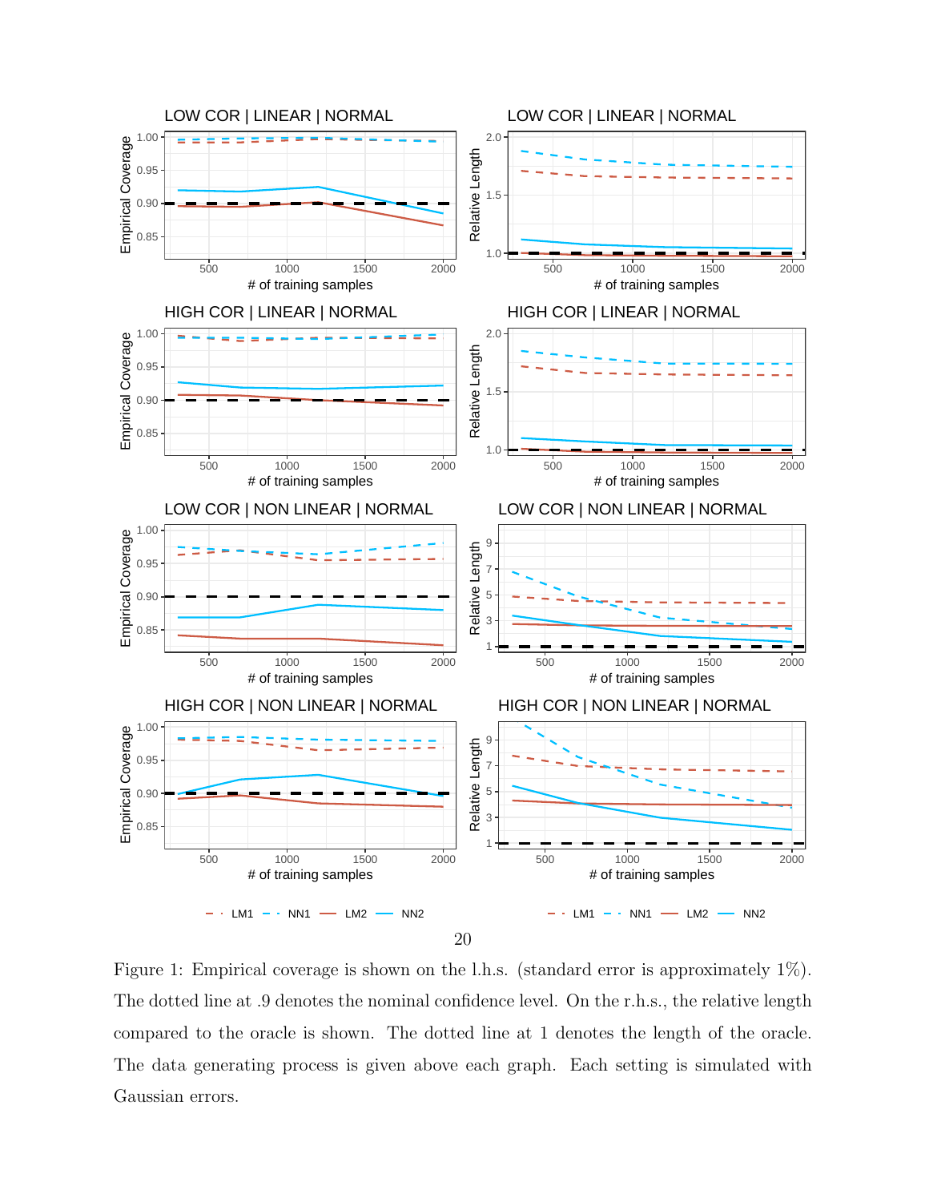Figure 1: Empirical coverage is shown on the l.h.s. (standard error is approximately 1%). The dotted line at .9 denotes the nominal confidence level. On the r.h.s., the relative length compared to the oracle is shown. The dotted line at 1 denotes the length of the oracle. The data generating process is given above each graph. Each setting is simulated with Gaussian errors.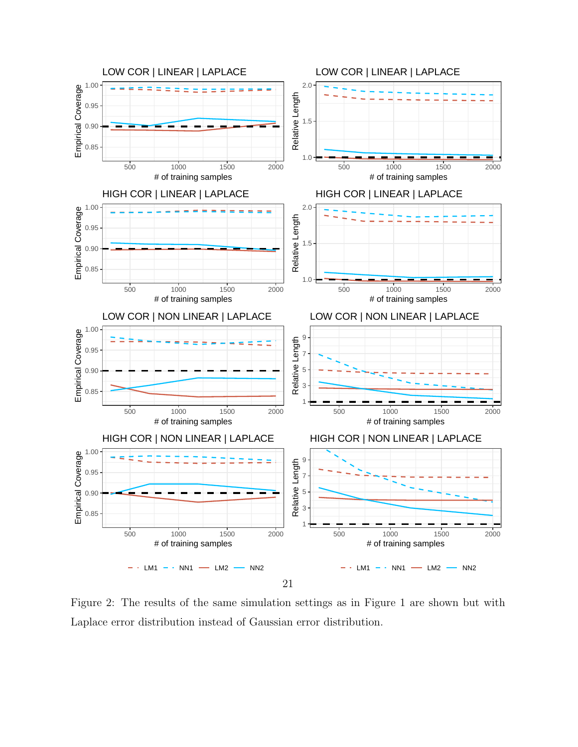Figure 2: The results of the same simulation settings as in Figure 1 are shown but with Laplace error distribution instead of Gaussian error distribution.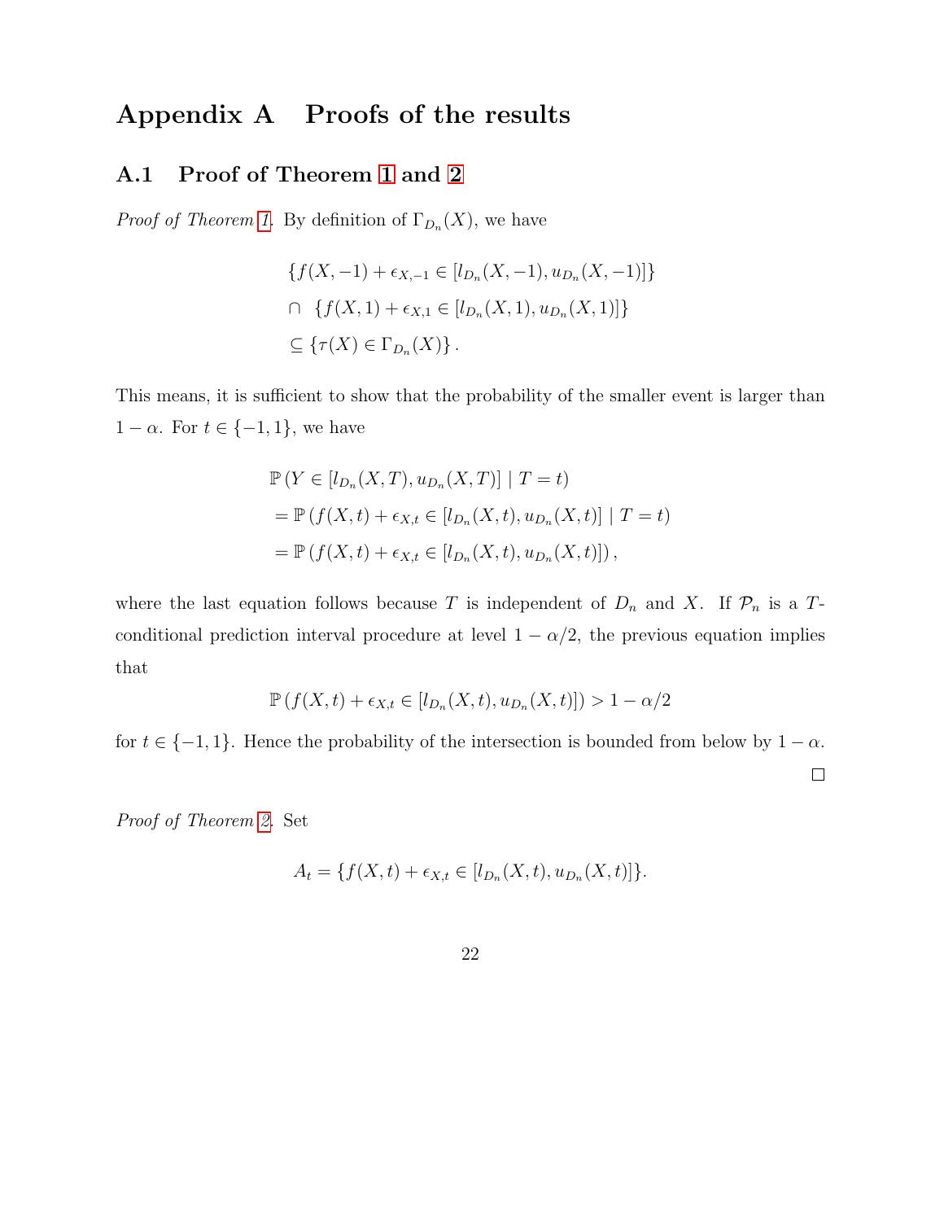# Appendix A Proofs of the results

## A.1 Proof of Theorem 1 and 2

*Proof of Theorem 1.* By definition of $\Gamma_{D_n}(X)$, we have

$$
\begin{aligned}
&\{f(X,-1)+\epsilon_{X,-1} \in [l_{D_n}(X,-1), u_{D_n}(X,-1)]\} \\
&\cap \ \{f(X,1)+\epsilon_{X,1} \in [l_{D_n}(X,1), u_{D_n}(X,1)]\} \\
&\subseteq \{\tau(X) \in \Gamma_{D_n}(X)\}.
\end{aligned}
$$

This means, it is sufficient to show that the probability of the smaller event is larger than $1-\alpha$. For $t \in \{-1, 1\}$, we have

$$
\begin{aligned}
&\mathbb{P}\left(Y \in [l_{D_n}(X,T), u_{D_n}(X,T)] \mid T = t\right) \\
&= \mathbb{P}\left(f(X,t)+\epsilon_{X,t} \in [l_{D_n}(X,t), u_{D_n}(X,t)] \mid T = t\right) \\
&= \mathbb{P}\left(f(X,t)+\epsilon_{X,t} \in [l_{D_n}(X,t), u_{D_n}(X,t)]\right),
\end{aligned}
$$

where the last equation follows because $T$ is independent of $D_n$ and $X$. If $\mathcal{P}_n$ is a $T$-conditional prediction interval procedure at level $1-\alpha/2$, the previous equation implies that

$$
\mathbb{P}\left(f(X,t)+\epsilon_{X,t} \in [l_{D_n}(X,t), u_{D_n}(X,t)]\right) > 1-\alpha/2
$$

for $t \in \{-1, 1\}$. Hence the probability of the intersection is bounded from below by $1-\alpha$.

□

*Proof of Theorem 2.* Set

$$
A_t = \{f(X,t)+\epsilon_{X,t} \in [l_{D_n}(X,t), u_{D_n}(X,t)]\}.
$$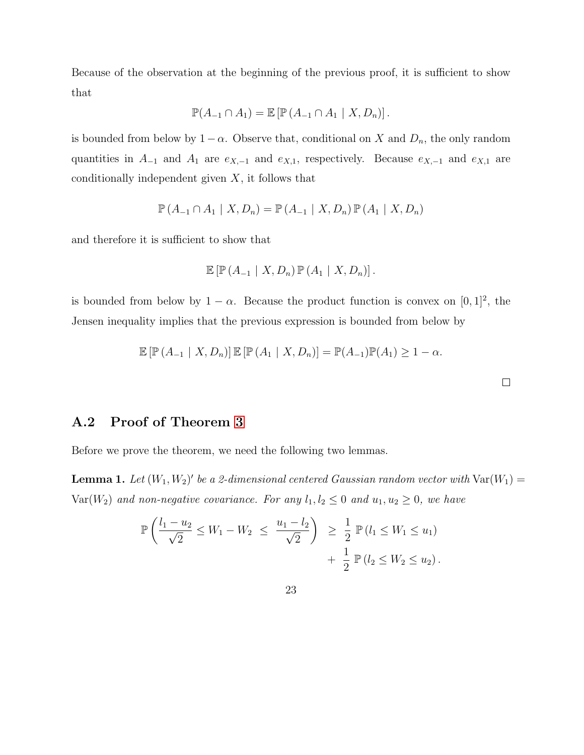Because of the observation at the beginning of the previous proof, it is sufficient to show that

$$\mathbb{P}(A_{-1} \cap A_1) = \mathbb{E}\left[\mathbb{P}\left(A_{-1} \cap A_1 \mid X, D_n\right)\right].$$

is bounded from below by $1-\alpha$. Observe that, conditional on $X$ and $D_n$, the only random quantities in $A_{-1}$ and $A_1$ are $e_{X,-1}$ and $e_{X,1}$, respectively. Because $e_{X,-1}$ and $e_{X,1}$ are conditionally independent given $X$, it follows that

$$\mathbb{P}\left(A_{-1} \cap A_1 \mid X, D_n\right) = \mathbb{P}\left(A_{-1} \mid X, D_n\right)\mathbb{P}\left(A_1 \mid X, D_n\right)$$

and therefore it is sufficient to show that

$$\mathbb{E}\left[\mathbb{P}\left(A_{-1} \mid X, D_n\right)\mathbb{P}\left(A_1 \mid X, D_n\right)\right].$$

is bounded from below by $1-\alpha$. Because the product function is convex on $[0,1]^2$, the Jensen inequality implies that the previous expression is bounded from below by

$$\mathbb{E}\left[\mathbb{P}\left(A_{-1} \mid X, D_n\right)\right]\mathbb{E}\left[\mathbb{P}\left(A_1 \mid X, D_n\right)\right] = \mathbb{P}(A_{-1})\mathbb{P}(A_1) \geq 1-\alpha.$$

□

## A.2 Proof of Theorem 3

Before we prove the theorem, we need the following two lemmas.

**Lemma 1.** *Let $(W_1, W_2)'$ be a 2-dimensional centered Gaussian random vector with $\mathrm{Var}(W_1) = \mathrm{Var}(W_2)$ and non-negative covariance. For any $l_1, l_2 \leq 0$ and $u_1, u_2 \geq 0$, we have*

$$\mathbb{P}\left(\frac{l_1 - u_2}{\sqrt{2}} \leq W_1 - W_2 \ \leq \ \frac{u_1 - l_2}{\sqrt{2}}\right) \ \geq \ \frac{1}{2}\ \mathbb{P}\left(l_1 \leq W_1 \leq u_1\right) + \ \frac{1}{2}\ \mathbb{P}\left(l_2 \leq W_2 \leq u_2\right).$$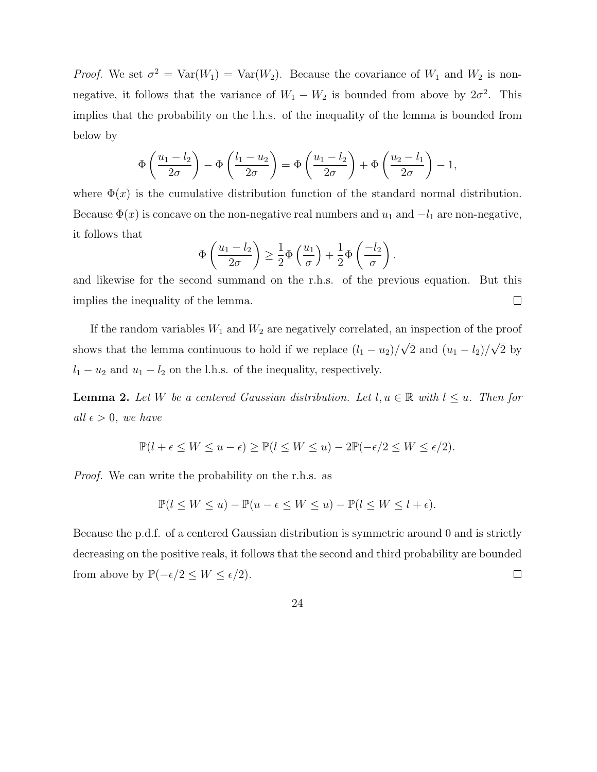*Proof.* We set $\sigma^2 = \text{Var}(W_1) = \text{Var}(W_2)$. Because the covariance of $W_1$ and $W_2$ is non-negative, it follows that the variance of $W_1 - W_2$ is bounded from above by $2\sigma^2$. This implies that the probability on the l.h.s. of the inequality of the lemma is bounded from below by

$$\Phi\left(\frac{u_1 - l_2}{2\sigma}\right) - \Phi\left(\frac{l_1 - u_2}{2\sigma}\right) = \Phi\left(\frac{u_1 - l_2}{2\sigma}\right) + \Phi\left(\frac{u_2 - l_1}{2\sigma}\right) - 1,$$

where $\Phi(x)$ is the cumulative distribution function of the standard normal distribution. Because $\Phi(x)$ is concave on the non-negative real numbers and $u_1$ and $-l_1$ are non-negative, it follows that

$$\Phi\left(\frac{u_1 - l_2}{2\sigma}\right) \geq \frac{1}{2}\Phi\left(\frac{u_1}{\sigma}\right) + \frac{1}{2}\Phi\left(\frac{-l_2}{\sigma}\right).$$

and likewise for the second summand on the r.h.s. of the previous equation. But this implies the inequality of the lemma. $\square$

If the random variables $W_1$ and $W_2$ are negatively correlated, an inspection of the proof shows that the lemma continuous to hold if we replace $(l_1 - u_2)/\sqrt{2}$ and $(u_1 - l_2)/\sqrt{2}$ by $l_1 - u_2$ and $u_1 - l_2$ on the l.h.s. of the inequality, respectively.

**Lemma 2.** *Let $W$ be a centered Gaussian distribution. Let $l, u \in \mathbb{R}$ with $l \leq u$. Then for all $\epsilon > 0$, we have*

$$\mathbb{P}(l + \epsilon \leq W \leq u - \epsilon) \geq \mathbb{P}(l \leq W \leq u) - 2\mathbb{P}(-\epsilon/2 \leq W \leq \epsilon/2).$$

*Proof.* We can write the probability on the r.h.s. as

$$\mathbb{P}(l \leq W \leq u) - \mathbb{P}(u - \epsilon \leq W \leq u) - \mathbb{P}(l \leq W \leq l + \epsilon).$$

Because the p.d.f. of a centered Gaussian distribution is symmetric around 0 and is strictly decreasing on the positive reals, it follows that the second and third probability are bounded from above by $\mathbb{P}(-\epsilon/2 \leq W \leq \epsilon/2)$. $\square$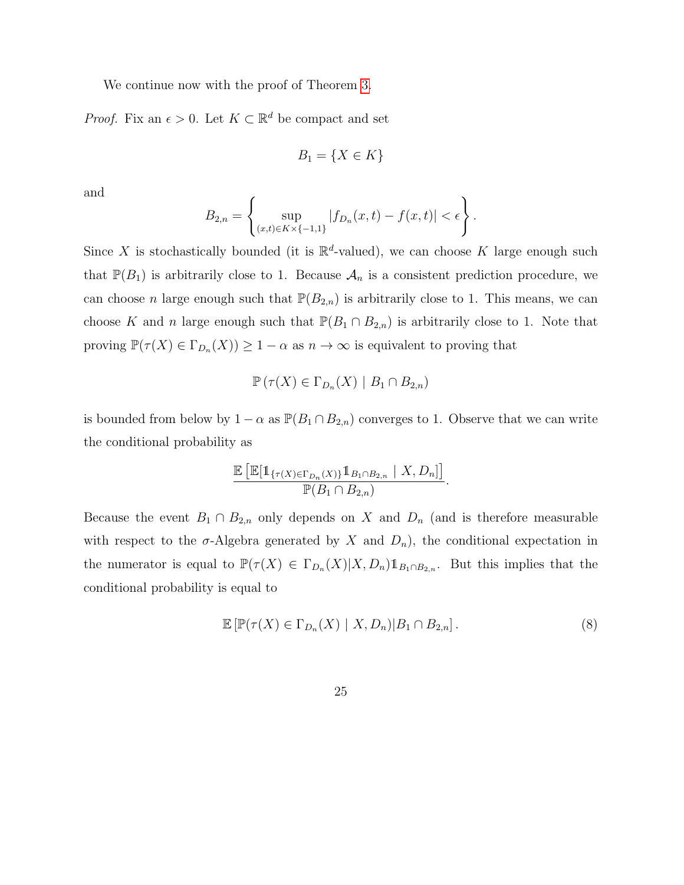We continue now with the proof of Theorem 3.

*Proof.* Fix an $\epsilon > 0$. Let $K \subset \mathbb{R}^d$ be compact and set

$$B_1 = \{X \in K\}$$

and

$$B_{2,n} = \left\{ \sup_{(x,t) \in K \times \{-1,1\}} |f_{D_n}(x,t) - f(x,t)| < \epsilon \right\}.$$

Since $X$ is stochastically bounded (it is $\mathbb{R}^d$-valued), we can choose $K$ large enough such that $\mathbb{P}(B_1)$ is arbitrarily close to 1. Because $\mathcal{A}_n$ is a consistent prediction procedure, we can choose $n$ large enough such that $\mathbb{P}(B_{2,n})$ is arbitrarily close to 1. This means, we can choose $K$ and $n$ large enough such that $\mathbb{P}(B_1 \cap B_{2,n})$ is arbitrarily close to 1. Note that proving $\mathbb{P}(\tau(X) \in \Gamma_{D_n}(X)) \geq 1 - \alpha$ as $n \to \infty$ is equivalent to proving that

$$\mathbb{P}\left(\tau(X) \in \Gamma_{D_n}(X) \mid B_1 \cap B_{2,n}\right)$$

is bounded from below by $1 - \alpha$ as $\mathbb{P}(B_1 \cap B_{2,n})$ converges to 1. Observe that we can write the conditional probability as

$$\frac{\mathbb{E}\left[\mathbb{E}[\mathbb{1}_{\{\tau(X) \in \Gamma_{D_n}(X)\}} \mathbb{1}_{B_1 \cap B_{2,n}} \mid X, D_n]\right]}{\mathbb{P}(B_1 \cap B_{2,n})}.$$

Because the event $B_1 \cap B_{2,n}$ only depends on $X$ and $D_n$ (and is therefore measurable with respect to the $\sigma$-Algebra generated by $X$ and $D_n$), the conditional expectation in the numerator is equal to $\mathbb{P}(\tau(X) \in \Gamma_{D_n}(X) | X, D_n) \mathbb{1}_{B_1 \cap B_{2,n}}$. But this implies that the conditional probability is equal to

$$\mathbb{E}\left[\mathbb{P}(\tau(X) \in \Gamma_{D_n}(X) \mid X, D_n) | B_1 \cap B_{2,n}\right]. \tag{8}$$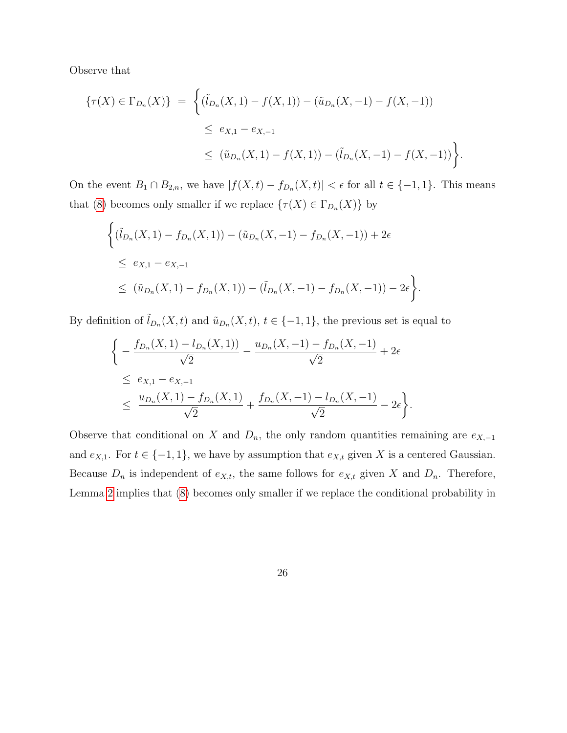Observe that

$$
\begin{aligned}
\{\tau(X) \in \Gamma_{D_n}(X)\} \;=\; \Big\{ & (\tilde{l}_{D_n}(X,1) - f(X,1)) - (\tilde{u}_{D_n}(X,-1) - f(X,-1)) \\
& \leq\; e_{X,1} - e_{X,-1} \\
& \leq\; (\tilde{u}_{D_n}(X,1) - f(X,1)) - (\tilde{l}_{D_n}(X,-1) - f(X,-1)) \Big\}.
\end{aligned}
$$

On the event $B_1 \cap B_{2,n}$, we have $|f(X,t) - f_{D_n}(X,t)| < \epsilon$ for all $t \in \{-1,1\}$. This means that (8) becomes only smaller if we replace $\{\tau(X) \in \Gamma_{D_n}(X)\}$ by

$$
\begin{aligned}
\Big\{ & (\tilde{l}_{D_n}(X,1) - f_{D_n}(X,1)) - (\tilde{u}_{D_n}(X,-1) - f_{D_n}(X,-1)) + 2\epsilon \\
& \leq\; e_{X,1} - e_{X,-1} \\
& \leq\; (\tilde{u}_{D_n}(X,1) - f_{D_n}(X,1)) - (\tilde{l}_{D_n}(X,-1) - f_{D_n}(X,-1)) - 2\epsilon \Big\}.
\end{aligned}
$$

By definition of $\tilde{l}_{D_n}(X,t)$ and $\tilde{u}_{D_n}(X,t)$, $t \in \{-1,1\}$, the previous set is equal to

$$
\begin{aligned}
\Big\{ & -\frac{f_{D_n}(X,1) - l_{D_n}(X,1))}{\sqrt{2}} - \frac{u_{D_n}(X,-1) - f_{D_n}(X,-1)}{\sqrt{2}} + 2\epsilon \\
& \leq\; e_{X,1} - e_{X,-1} \\
& \leq\; \frac{u_{D_n}(X,1) - f_{D_n}(X,1)}{\sqrt{2}} + \frac{f_{D_n}(X,-1) - l_{D_n}(X,-1)}{\sqrt{2}} - 2\epsilon \Big\}.
\end{aligned}
$$

Observe that conditional on $X$ and $D_n$, the only random quantities remaining are $e_{X,-1}$ and $e_{X,1}$. For $t \in \{-1,1\}$, we have by assumption that $e_{X,t}$ given $X$ is a centered Gaussian. Because $D_n$ is independent of $e_{X,t}$, the same follows for $e_{X,t}$ given $X$ and $D_n$. Therefore, Lemma 2 implies that (8) becomes only smaller if we replace the conditional probability in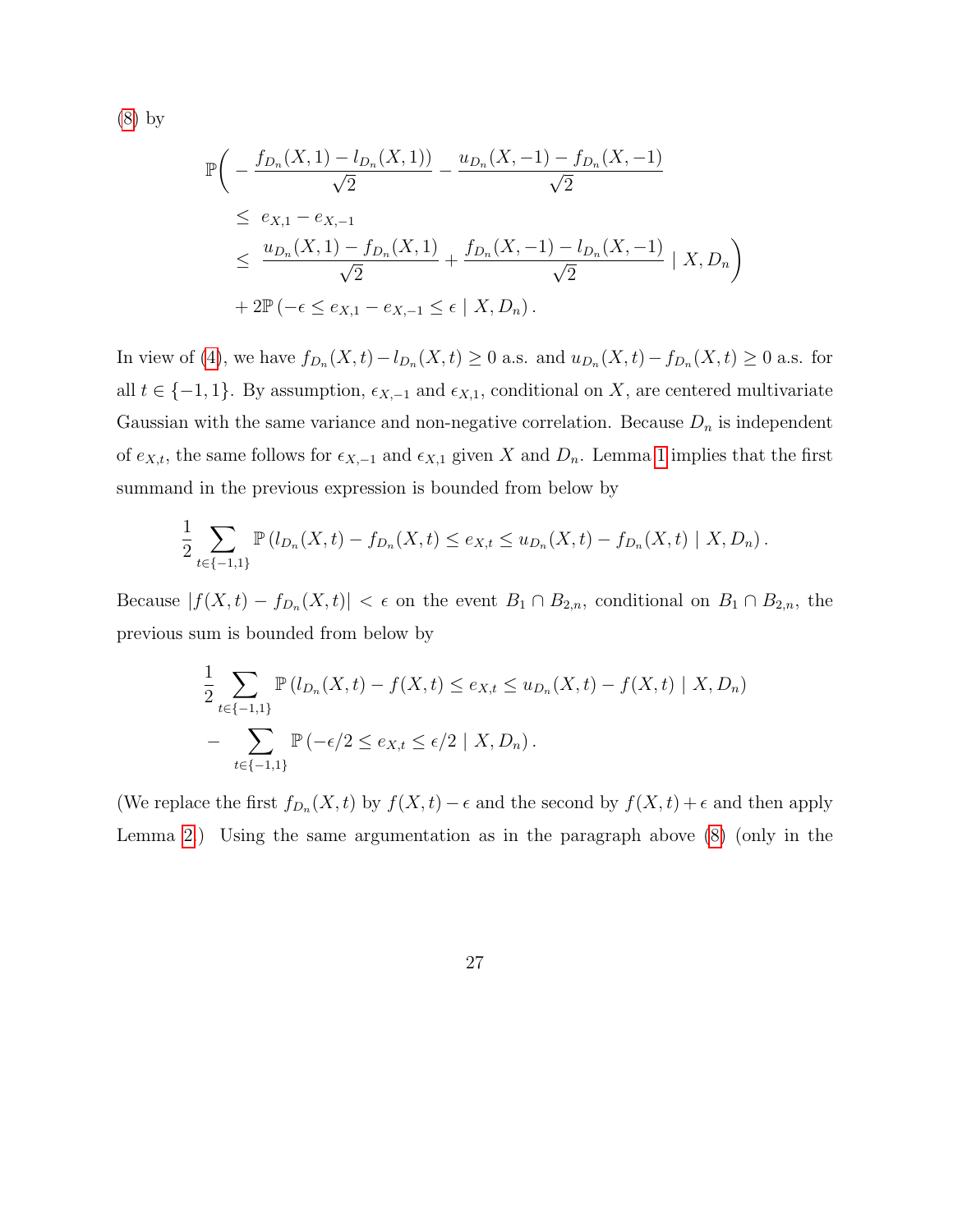(8) by

$$
\begin{aligned}
\mathbb{P}\bigg( & -\frac{f_{D_n}(X,1) - l_{D_n}(X,1))}{\sqrt{2}} - \frac{u_{D_n}(X,-1) - f_{D_n}(X,-1)}{\sqrt{2}} \\
& \leq \; e_{X,1} - e_{X,-1} \\
& \leq \; \frac{u_{D_n}(X,1) - f_{D_n}(X,1)}{\sqrt{2}} + \frac{f_{D_n}(X,-1) - l_{D_n}(X,-1)}{\sqrt{2}} \mid X, D_n \bigg) \\
& + 2\mathbb{P}\left(-\epsilon \leq e_{X,1} - e_{X,-1} \leq \epsilon \mid X, D_n\right).
\end{aligned}
$$

In view of (4), we have $f_{D_n}(X,t) - l_{D_n}(X,t) \geq 0$ a.s. and $u_{D_n}(X,t) - f_{D_n}(X,t) \geq 0$ a.s. for all $t \in \{-1,1\}$. By assumption, $\epsilon_{X,-1}$ and $\epsilon_{X,1}$, conditional on $X$, are centered multivariate Gaussian with the same variance and non-negative correlation. Because $D_n$ is independent of $e_{X,t}$, the same follows for $\epsilon_{X,-1}$ and $\epsilon_{X,1}$ given $X$ and $D_n$. Lemma 1 implies that the first summand in the previous expression is bounded from below by

$$
\frac{1}{2} \sum_{t \in \{-1,1\}} \mathbb{P}\left(l_{D_n}(X,t) - f_{D_n}(X,t) \leq e_{X,t} \leq u_{D_n}(X,t) - f_{D_n}(X,t) \mid X, D_n\right).
$$

Because $|f(X,t) - f_{D_n}(X,t)| < \epsilon$ on the event $B_1 \cap B_{2,n}$, conditional on $B_1 \cap B_{2,n}$, the previous sum is bounded from below by

$$
\begin{aligned}
& \frac{1}{2} \sum_{t \in \{-1,1\}} \mathbb{P}\left(l_{D_n}(X,t) - f(X,t) \leq e_{X,t} \leq u_{D_n}(X,t) - f(X,t) \mid X, D_n\right) \\
& - \sum_{t \in \{-1,1\}} \mathbb{P}\left(-\epsilon/2 \leq e_{X,t} \leq \epsilon/2 \mid X, D_n\right).
\end{aligned}
$$

(We replace the first $f_{D_n}(X,t)$ by $f(X,t) - \epsilon$ and the second by $f(X,t) + \epsilon$ and then apply Lemma 2.) Using the same argumentation as in the paragraph above (8) (only in the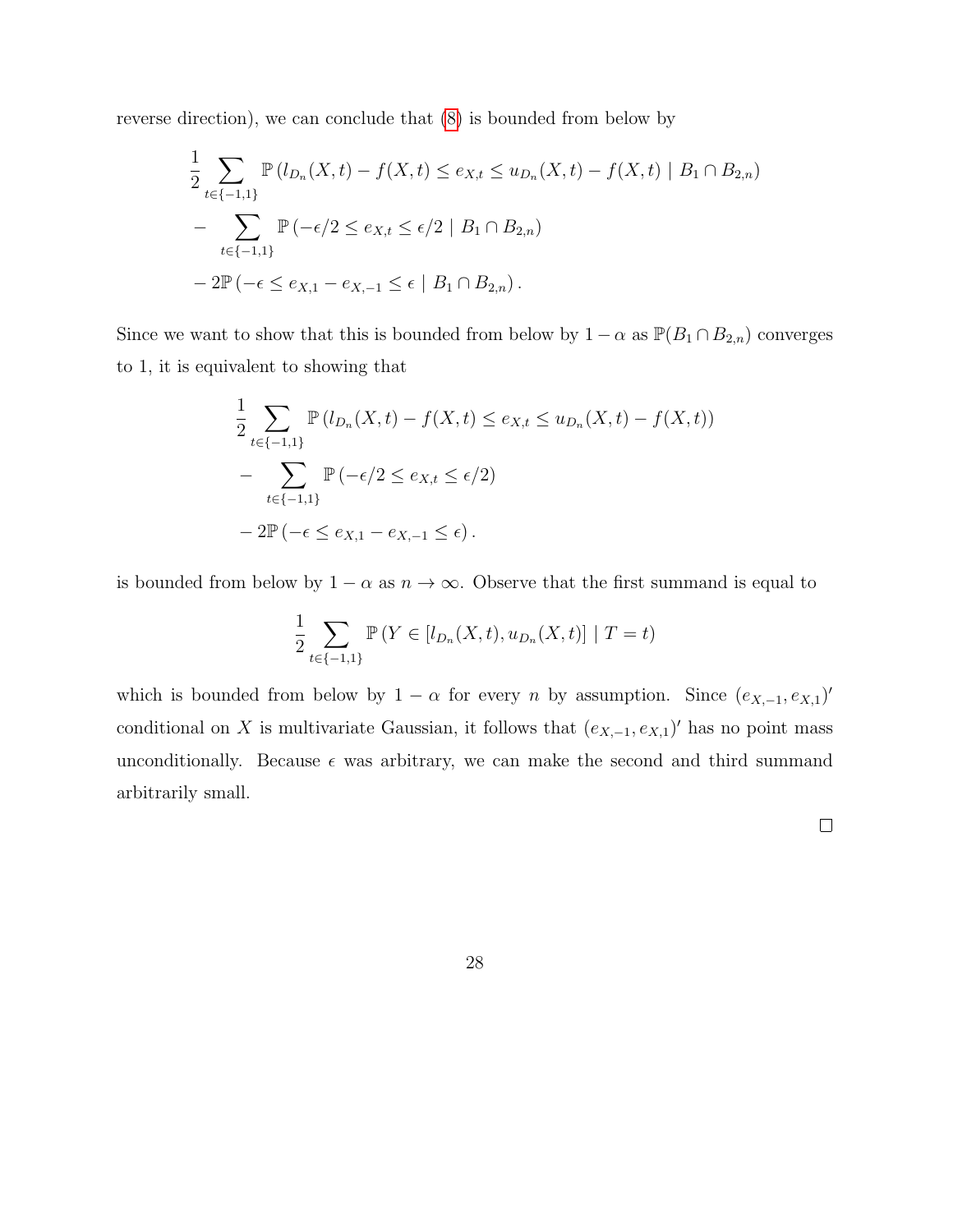reverse direction), we can conclude that (8) is bounded from below by

$$
\begin{aligned}
&\frac{1}{2}\sum_{t\in\{-1,1\}} \mathbb{P}\left(l_{D_n}(X,t) - f(X,t) \leq e_{X,t} \leq u_{D_n}(X,t) - f(X,t) \mid B_1 \cap B_{2,n}\right) \\
&- \sum_{t\in\{-1,1\}} \mathbb{P}\left(-\epsilon/2 \leq e_{X,t} \leq \epsilon/2 \mid B_1 \cap B_{2,n}\right) \\
&- 2\mathbb{P}\left(-\epsilon \leq e_{X,1} - e_{X,-1} \leq \epsilon \mid B_1 \cap B_{2,n}\right).
\end{aligned}
$$

Since we want to show that this is bounded from below by $1-\alpha$ as $\mathbb{P}(B_1 \cap B_{2,n})$ converges to 1, it is equivalent to showing that

$$
\begin{aligned}
&\frac{1}{2}\sum_{t\in\{-1,1\}} \mathbb{P}\left(l_{D_n}(X,t) - f(X,t) \leq e_{X,t} \leq u_{D_n}(X,t) - f(X,t)\right) \\
&- \sum_{t\in\{-1,1\}} \mathbb{P}\left(-\epsilon/2 \leq e_{X,t} \leq \epsilon/2\right) \\
&- 2\mathbb{P}\left(-\epsilon \leq e_{X,1} - e_{X,-1} \leq \epsilon\right).
\end{aligned}
$$

is bounded from below by $1-\alpha$ as $n \to \infty$. Observe that the first summand is equal to

$$
\frac{1}{2}\sum_{t\in\{-1,1\}} \mathbb{P}\left(Y \in [l_{D_n}(X,t), u_{D_n}(X,t)] \mid T = t\right)
$$

which is bounded from below by $1-\alpha$ for every $n$ by assumption. Since $(e_{X,-1}, e_{X,1})'$ conditional on $X$ is multivariate Gaussian, it follows that $(e_{X,-1}, e_{X,1})'$ has no point mass unconditionally. Because $\epsilon$ was arbitrary, we can make the second and third summand arbitrarily small.

□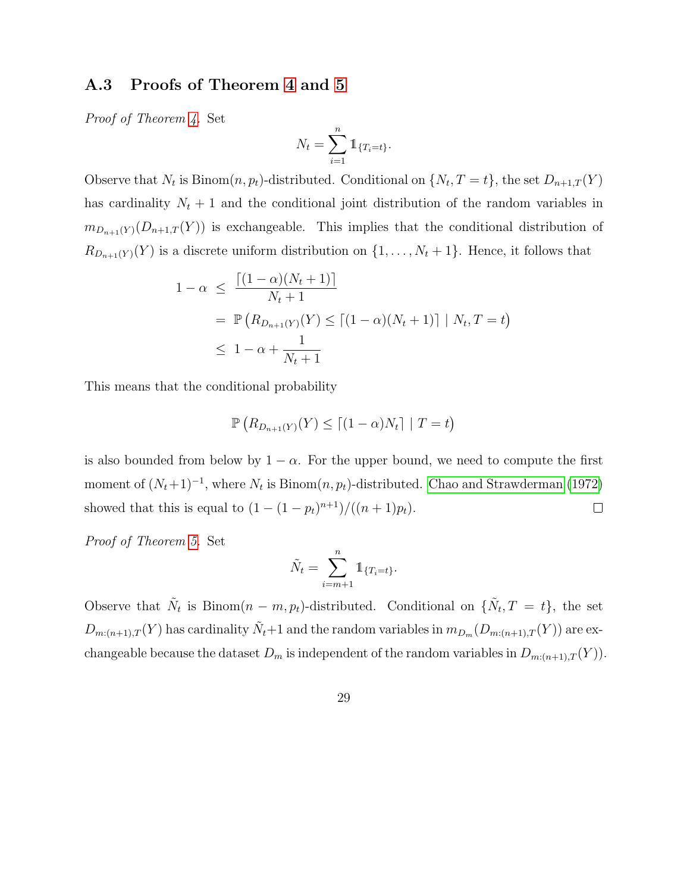### A.3 Proofs of Theorem 4 and 5

*Proof of Theorem 4.* Set

$$N_t = \sum_{i=1}^{n} \mathbb{1}_{\{T_i = t\}}.$$

Observe that $N_t$ is $\text{Binom}(n, p_t)$-distributed. Conditional on $\{N_t, T = t\}$, the set $D_{n+1,T}(Y)$ has cardinality $N_t + 1$ and the conditional joint distribution of the random variables in $m_{D_{n+1}(Y)}(D_{n+1,T}(Y))$ is exchangeable. This implies that the conditional distribution of $R_{D_{n+1}(Y)}(Y)$ is a discrete uniform distribution on $\{1, \ldots, N_t + 1\}$. Hence, it follows that

$$\begin{aligned}
1 - \alpha &\leq \frac{\lceil (1-\alpha)(N_t + 1) \rceil}{N_t + 1} \\
&= \mathbb{P}\left(R_{D_{n+1}(Y)}(Y) \leq \lceil (1-\alpha)(N_t + 1) \rceil \mid N_t, T = t\right) \\
&\leq 1 - \alpha + \frac{1}{N_t + 1}
\end{aligned}$$

This means that the conditional probability

$$\mathbb{P}\left(R_{D_{n+1}(Y)}(Y) \leq \lceil (1-\alpha) N_t \rceil \mid T = t\right)$$

is also bounded from below by $1 - \alpha$. For the upper bound, we need to compute the first moment of $(N_t + 1)^{-1}$, where $N_t$ is $\text{Binom}(n, p_t)$-distributed. Chao and Strawderman (1972) showed that this is equal to $(1 - (1 - p_t)^{n+1})/((n + 1)p_t)$. $\square$

*Proof of Theorem 5.* Set

$$\tilde{N}_t = \sum_{i=m+1}^{n} \mathbb{1}_{\{T_i = t\}}.$$

Observe that $\tilde{N}_t$ is $\text{Binom}(n - m, p_t)$-distributed. Conditional on $\{\tilde{N}_t, T = t\}$, the set $D_{m:(n+1),T}(Y)$ has cardinality $\tilde{N}_t + 1$ and the random variables in $m_{D_m}(D_{m:(n+1),T}(Y))$ are exchangeable because the dataset $D_m$ is independent of the random variables in $D_{m:(n+1),T}(Y)$).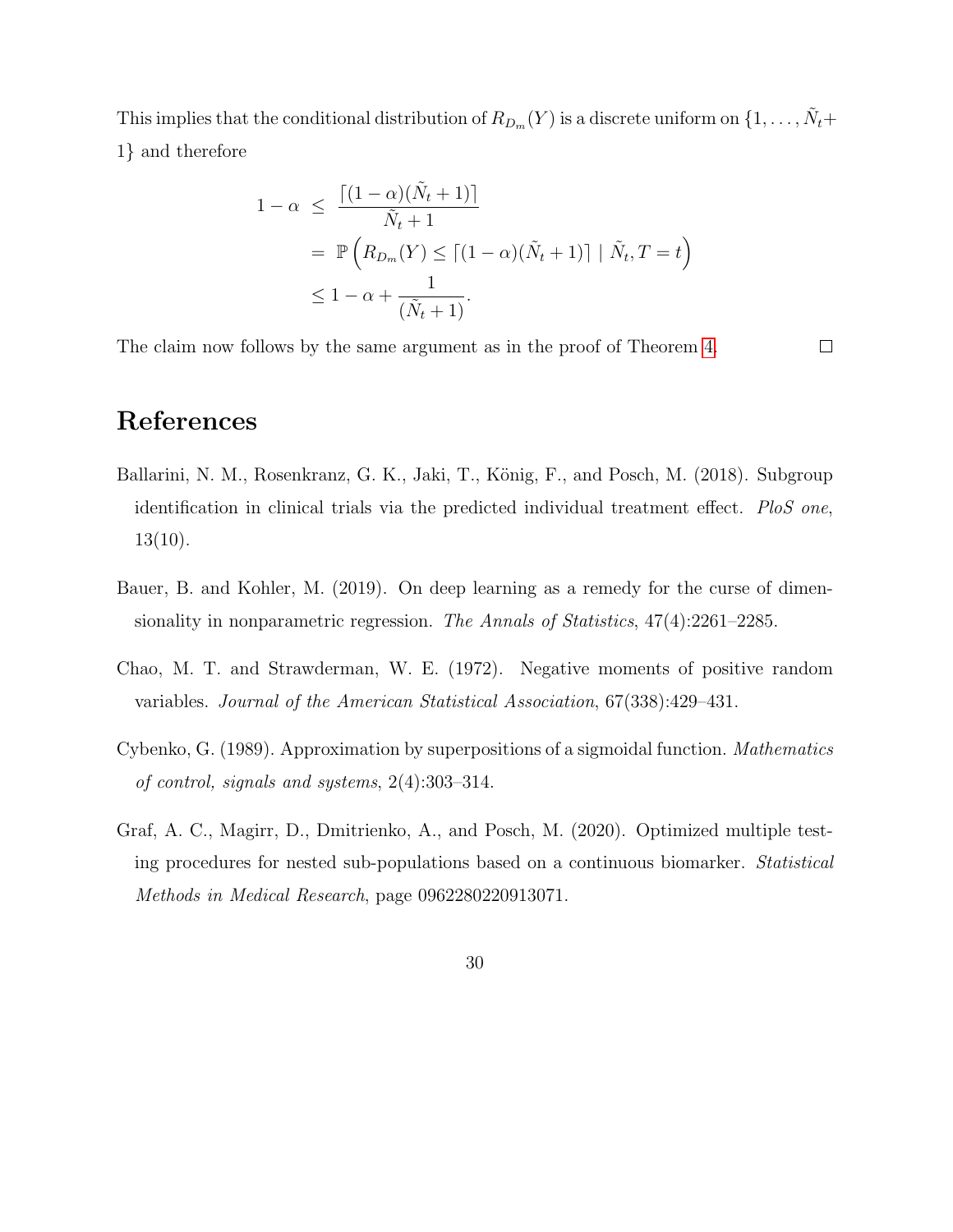This implies that the conditional distribution of $R_{D_m}(Y)$ is a discrete uniform on $\{1, \ldots, \tilde{N}_t + 1\}$ and therefore

$$
\begin{aligned}
1 - \alpha \;&\leq\; \frac{\lceil (1-\alpha)(\tilde{N}_t + 1) \rceil}{\tilde{N}_t + 1} \\
&= \;\mathbb{P}\left( R_{D_m}(Y) \leq \lceil (1-\alpha)(\tilde{N}_t + 1) \rceil \mid \tilde{N}_t, T = t \right) \\
&\leq 1 - \alpha + \frac{1}{(\tilde{N}_t + 1)}.
\end{aligned}
$$

The claim now follows by the same argument as in the proof of Theorem 4. □

# References

Ballarini, N. M., Rosenkranz, G. K., Jaki, T., König, F., and Posch, M. (2018). Subgroup identification in clinical trials via the predicted individual treatment effect. *PloS one*, 13(10).

Bauer, B. and Kohler, M. (2019). On deep learning as a remedy for the curse of dimensionality in nonparametric regression. *The Annals of Statistics*, 47(4):2261–2285.

Chao, M. T. and Strawderman, W. E. (1972). Negative moments of positive random variables. *Journal of the American Statistical Association*, 67(338):429–431.

Cybenko, G. (1989). Approximation by superpositions of a sigmoidal function. *Mathematics of control, signals and systems*, 2(4):303–314.

Graf, A. C., Magirr, D., Dmitrienko, A., and Posch, M. (2020). Optimized multiple testing procedures for nested sub-populations based on a continuous biomarker. *Statistical Methods in Medical Research*, page 0962280220913071.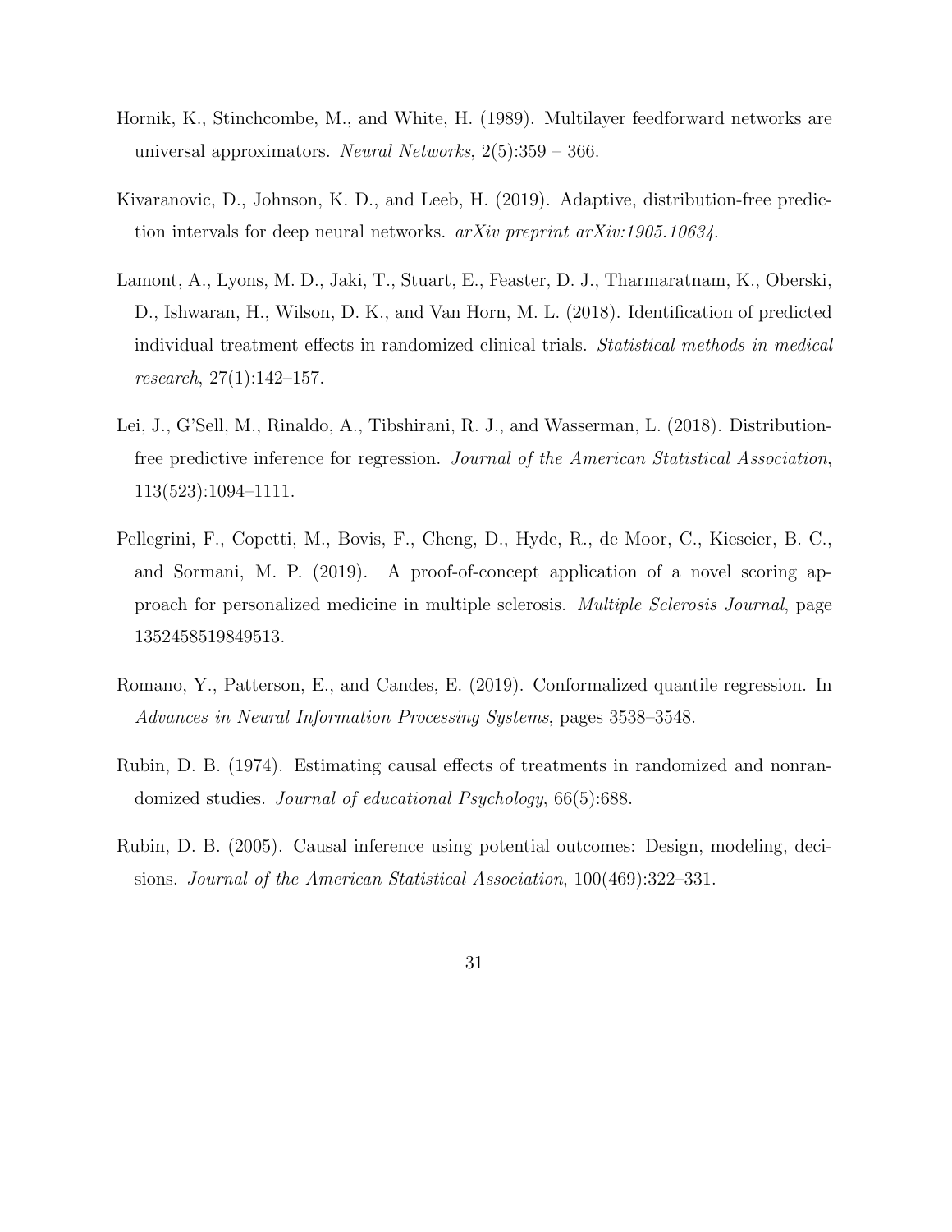Hornik, K., Stinchcombe, M., and White, H. (1989). Multilayer feedforward networks are universal approximators. *Neural Networks*, 2(5):359 – 366.

Kivaranovic, D., Johnson, K. D., and Leeb, H. (2019). Adaptive, distribution-free prediction intervals for deep neural networks. *arXiv preprint arXiv:1905.10634*.

Lamont, A., Lyons, M. D., Jaki, T., Stuart, E., Feaster, D. J., Tharmaratnam, K., Oberski, D., Ishwaran, H., Wilson, D. K., and Van Horn, M. L. (2018). Identification of predicted individual treatment effects in randomized clinical trials. *Statistical methods in medical research*, 27(1):142–157.

Lei, J., G'Sell, M., Rinaldo, A., Tibshirani, R. J., and Wasserman, L. (2018). Distribution-free predictive inference for regression. *Journal of the American Statistical Association*, 113(523):1094–1111.

Pellegrini, F., Copetti, M., Bovis, F., Cheng, D., Hyde, R., de Moor, C., Kieseier, B. C., and Sormani, M. P. (2019). A proof-of-concept application of a novel scoring approach for personalized medicine in multiple sclerosis. *Multiple Sclerosis Journal*, page 1352458519849513.

Romano, Y., Patterson, E., and Candes, E. (2019). Conformalized quantile regression. In *Advances in Neural Information Processing Systems*, pages 3538–3548.

Rubin, D. B. (1974). Estimating causal effects of treatments in randomized and nonrandomized studies. *Journal of educational Psychology*, 66(5):688.

Rubin, D. B. (2005). Causal inference using potential outcomes: Design, modeling, decisions. *Journal of the American Statistical Association*, 100(469):322–331.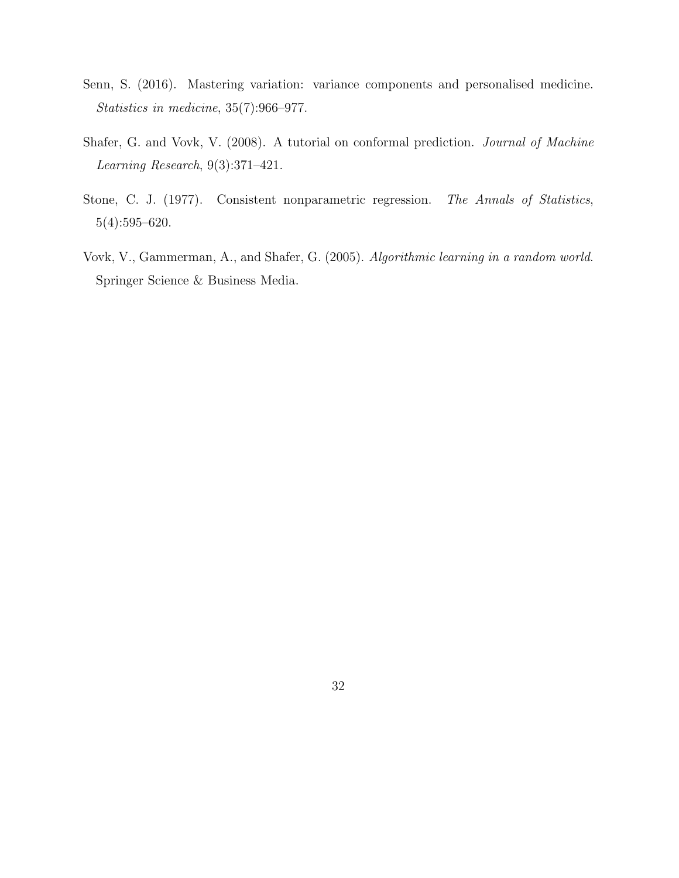Senn, S. (2016). Mastering variation: variance components and personalised medicine. *Statistics in medicine*, 35(7):966–977.

Shafer, G. and Vovk, V. (2008). A tutorial on conformal prediction. *Journal of Machine Learning Research*, 9(3):371–421.

Stone, C. J. (1977). Consistent nonparametric regression. *The Annals of Statistics*, 5(4):595–620.

Vovk, V., Gammerman, A., and Shafer, G. (2005). *Algorithmic learning in a random world*. Springer Science & Business Media.